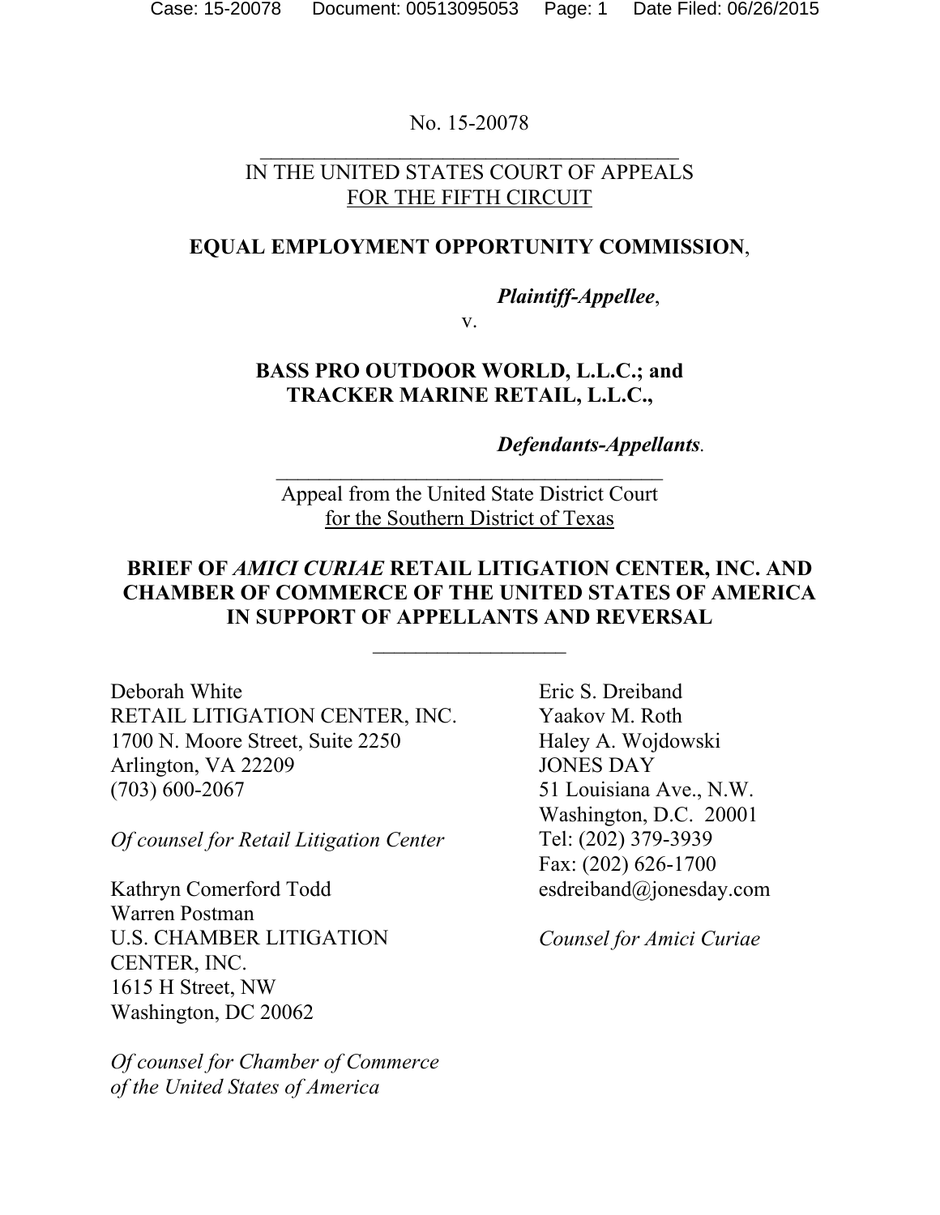No. 15-20078

IN THE UNITED STATES COURT OF APPEALS
FOR THE FIFTH CIRCUIT

**EQUAL EMPLOYMENT OPPORTUNITY COMMISSION**,

***Plaintiff-Appellee***,

v.

**BASS PRO OUTDOOR WORLD, L.L.C.; and TRACKER MARINE RETAIL, L.L.C.,**

***Defendants-Appellants***.

Appeal from the United State District Court
for the Southern District of Texas

**BRIEF OF *AMICI CURIAE* RETAIL LITIGATION CENTER, INC. AND CHAMBER OF COMMERCE OF THE UNITED STATES OF AMERICA IN SUPPORT OF APPELLANTS AND REVERSAL**

Deborah White
RETAIL LITIGATION CENTER, INC.
1700 N. Moore Street, Suite 2250
Arlington, VA 22209
(703) 600-2067

*Of counsel for Retail Litigation Center*

Kathryn Comerford Todd
Warren Postman
U.S. CHAMBER LITIGATION CENTER, INC.
1615 H Street, NW
Washington, DC 20062

*Of counsel for Chamber of Commerce of the United States of America*

Eric S. Dreiband
Yaakov M. Roth
Haley A. Wojdowski
JONES DAY
51 Louisiana Ave., N.W.
Washington, D.C. 20001
Tel: (202) 379-3939
Fax: (202) 626-1700
esdreiband@jonesday.com

*Counsel for Amici Curiae*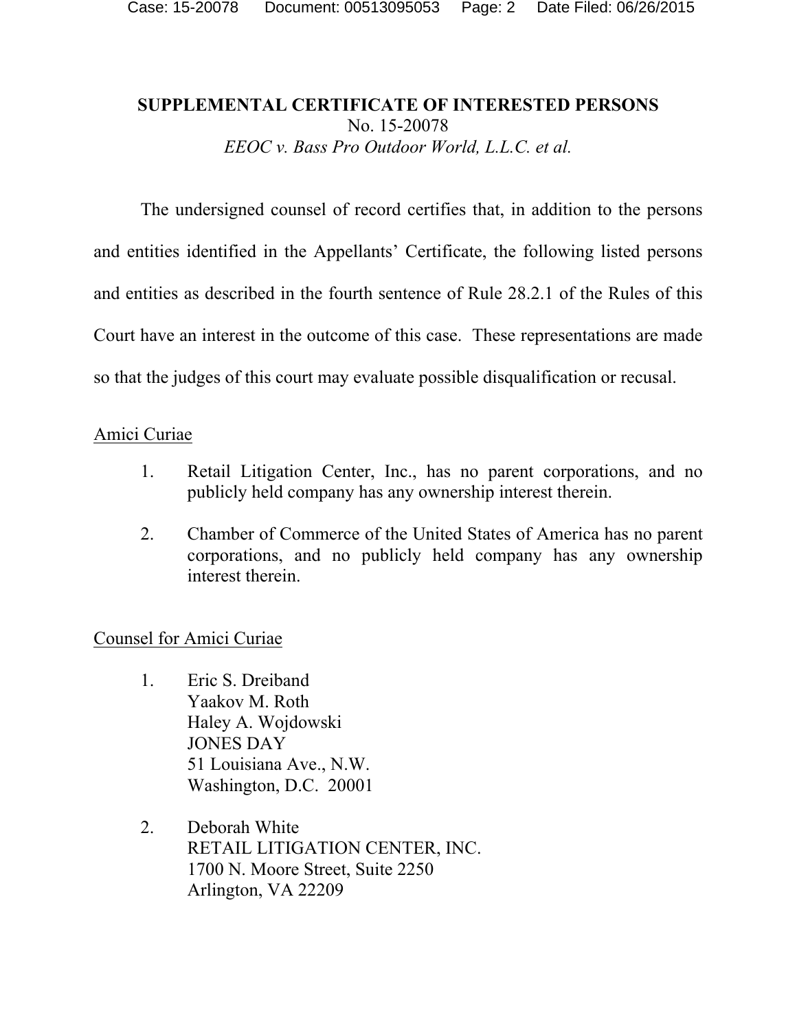**SUPPLEMENTAL CERTIFICATE OF INTERESTED PERSONS**
No. 15-20078
*EEOC v. Bass Pro Outdoor World, L.L.C. et al.*

The undersigned counsel of record certifies that, in addition to the persons and entities identified in the Appellants' Certificate, the following listed persons and entities as described in the fourth sentence of Rule 28.2.1 of the Rules of this Court have an interest in the outcome of this case. These representations are made so that the judges of this court may evaluate possible disqualification or recusal.

<u>Amici Curiae</u>

1. Retail Litigation Center, Inc., has no parent corporations, and no publicly held company has any ownership interest therein.

2. Chamber of Commerce of the United States of America has no parent corporations, and no publicly held company has any ownership interest therein.

<u>Counsel for Amici Curiae</u>

1. Eric S. Dreiband
   Yaakov M. Roth
   Haley A. Wojdowski
   JONES DAY
   51 Louisiana Ave., N.W.
   Washington, D.C. 20001

2. Deborah White
   RETAIL LITIGATION CENTER, INC.
   1700 N. Moore Street, Suite 2250
   Arlington, VA 22209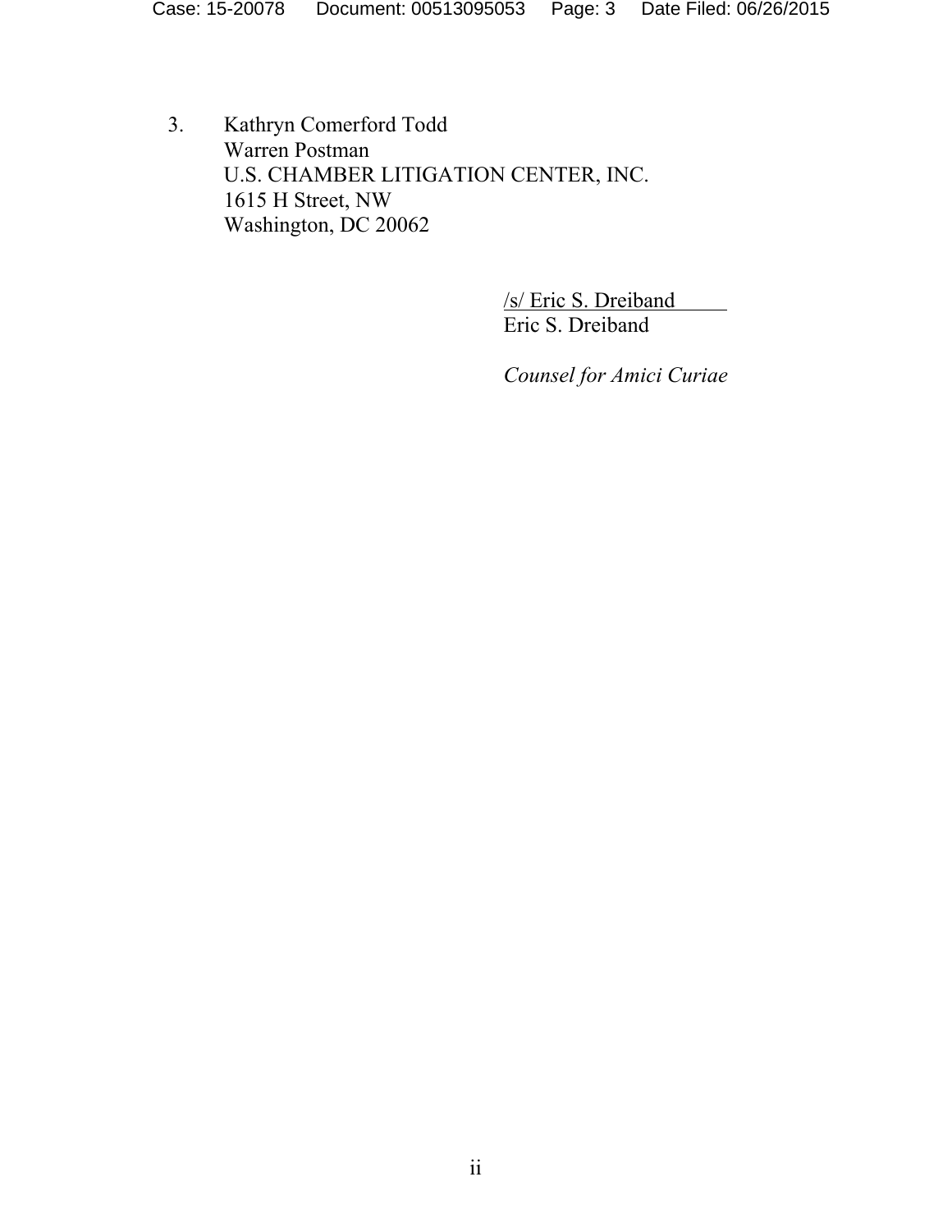3. Kathryn Comerford Todd
   Warren Postman
   U.S. CHAMBER LITIGATION CENTER, INC.
   1615 H Street, NW
   Washington, DC 20062

/s/ Eric S. Dreiband
Eric S. Dreiband

*Counsel for Amici Curiae*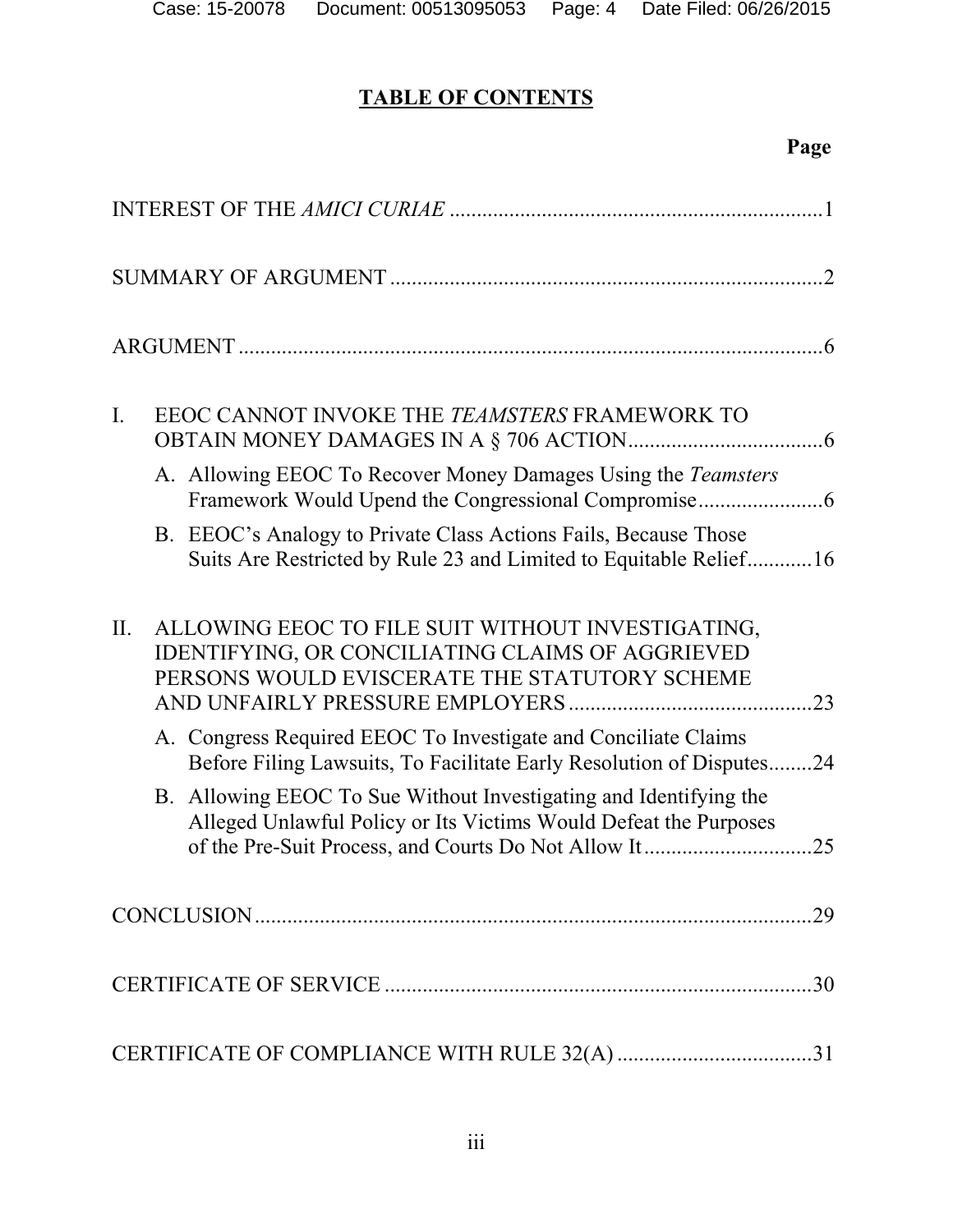# TABLE OF CONTENTS

**Page**

INTEREST OF THE *AMICI CURIAE* ..................................................................... 1

SUMMARY OF ARGUMENT ................................................................................ 2

ARGUMENT ........................................................................................................... 6

I. EEOC CANNOT INVOKE THE *TEAMSTERS* FRAMEWORK TO OBTAIN MONEY DAMAGES IN A § 706 ACTION .................................... 6

   A. Allowing EEOC To Recover Money Damages Using the *Teamsters* Framework Would Upend the Congressional Compromise ....................... 6

   B. EEOC's Analogy to Private Class Actions Fails, Because Those Suits Are Restricted by Rule 23 and Limited to Equitable Relief ............ 16

II. ALLOWING EEOC TO FILE SUIT WITHOUT INVESTIGATING, IDENTIFYING, OR CONCILIATING CLAIMS OF AGGRIEVED PERSONS WOULD EVISCERATE THE STATUTORY SCHEME AND UNFAIRLY PRESSURE EMPLOYERS ............................................ 23

   A. Congress Required EEOC To Investigate and Conciliate Claims Before Filing Lawsuits, To Facilitate Early Resolution of Disputes ........ 24

   B. Allowing EEOC To Sue Without Investigating and Identifying the Alleged Unlawful Policy or Its Victims Would Defeat the Purposes of the Pre-Suit Process, and Courts Do Not Allow It ............................... 25

CONCLUSION ....................................................................................................... 29

CERTIFICATE OF SERVICE ............................................................................... 30

CERTIFICATE OF COMPLIANCE WITH RULE 32(A) .................................... 31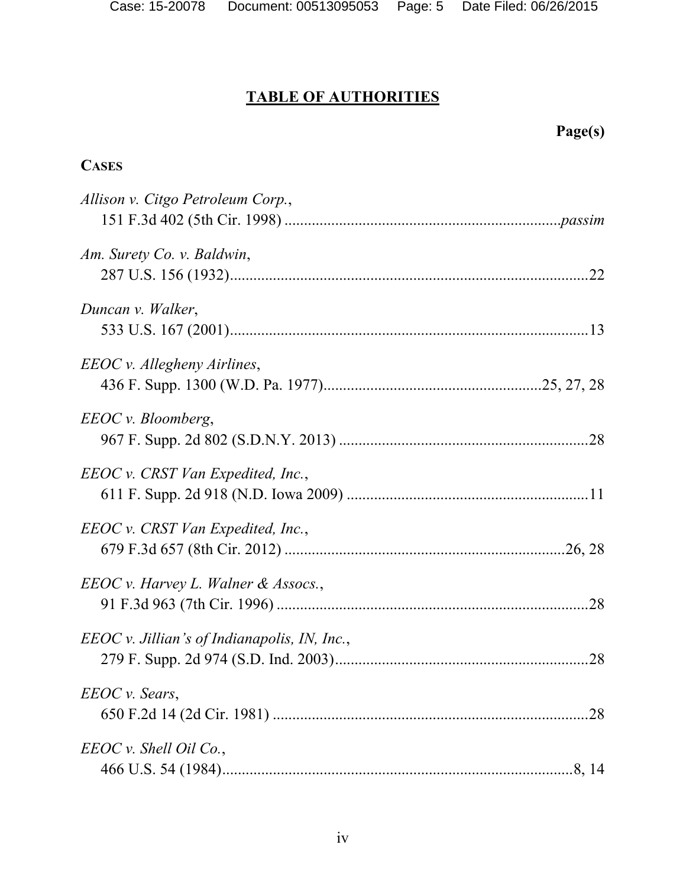# TABLE OF AUTHORITIES

**Page(s)**

**CASES**

*Allison v. Citgo Petroleum Corp.*,
151 F.3d 402 (5th Cir. 1998) .......................................................................*passim*

*Am. Surety Co. v. Baldwin*,
287 U.S. 156 (1932)...........................................................................................22

*Duncan v. Walker*,
533 U.S. 167 (2001)...........................................................................................13

*EEOC v. Allegheny Airlines*,
436 F. Supp. 1300 (W.D. Pa. 1977).......................................................25, 27, 28

*EEOC v. Bloomberg*,
967 F. Supp. 2d 802 (S.D.N.Y. 2013) ................................................................28

*EEOC v. CRST Van Expedited, Inc.*,
611 F. Supp. 2d 918 (N.D. Iowa 2009) ..............................................................11

*EEOC v. CRST Van Expedited, Inc.*,
679 F.3d 657 (8th Cir. 2012) .........................................................................26, 28

*EEOC v. Harvey L. Walner & Assocs.*,
91 F.3d 963 (7th Cir. 1996) ................................................................................28

*EEOC v. Jillian's of Indianapolis, IN, Inc.*,
279 F. Supp. 2d 974 (S.D. Ind. 2003).................................................................28

*EEOC v. Sears*,
650 F.2d 14 (2d Cir. 1981) .................................................................................28

*EEOC v. Shell Oil Co.*,
466 U.S. 54 (1984)...........................................................................................8, 14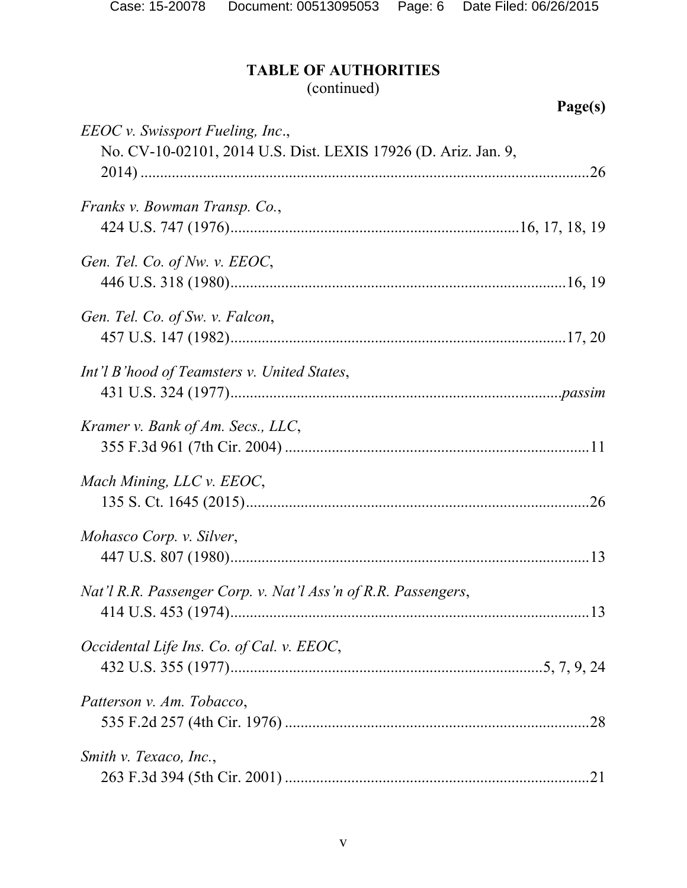## TABLE OF AUTHORITIES
(continued)

**Page(s)**

*EEOC v. Swissport Fueling, Inc.*,
No. CV-10-02101, 2014 U.S. Dist. LEXIS 17926 (D. Ariz. Jan. 9, 2014) .....26

*Franks v. Bowman Transp. Co.*,
424 U.S. 747 (1976).....16, 17, 18, 19

*Gen. Tel. Co. of Nw. v. EEOC*,
446 U.S. 318 (1980).....16, 19

*Gen. Tel. Co. of Sw. v. Falcon*,
457 U.S. 147 (1982).....17, 20

*Int'l B'hood of Teamsters v. United States*,
431 U.S. 324 (1977).....*passim*

*Kramer v. Bank of Am. Secs., LLC*,
355 F.3d 961 (7th Cir. 2004) .....11

*Mach Mining, LLC v. EEOC*,
135 S. Ct. 1645 (2015).....26

*Mohasco Corp. v. Silver*,
447 U.S. 807 (1980).....13

*Nat'l R.R. Passenger Corp. v. Nat'l Ass'n of R.R. Passengers*,
414 U.S. 453 (1974).....13

*Occidental Life Ins. Co. of Cal. v. EEOC*,
432 U.S. 355 (1977).....5, 7, 9, 24

*Patterson v. Am. Tobacco*,
535 F.2d 257 (4th Cir. 1976) .....28

*Smith v. Texaco, Inc.*,
263 F.3d 394 (5th Cir. 2001) .....21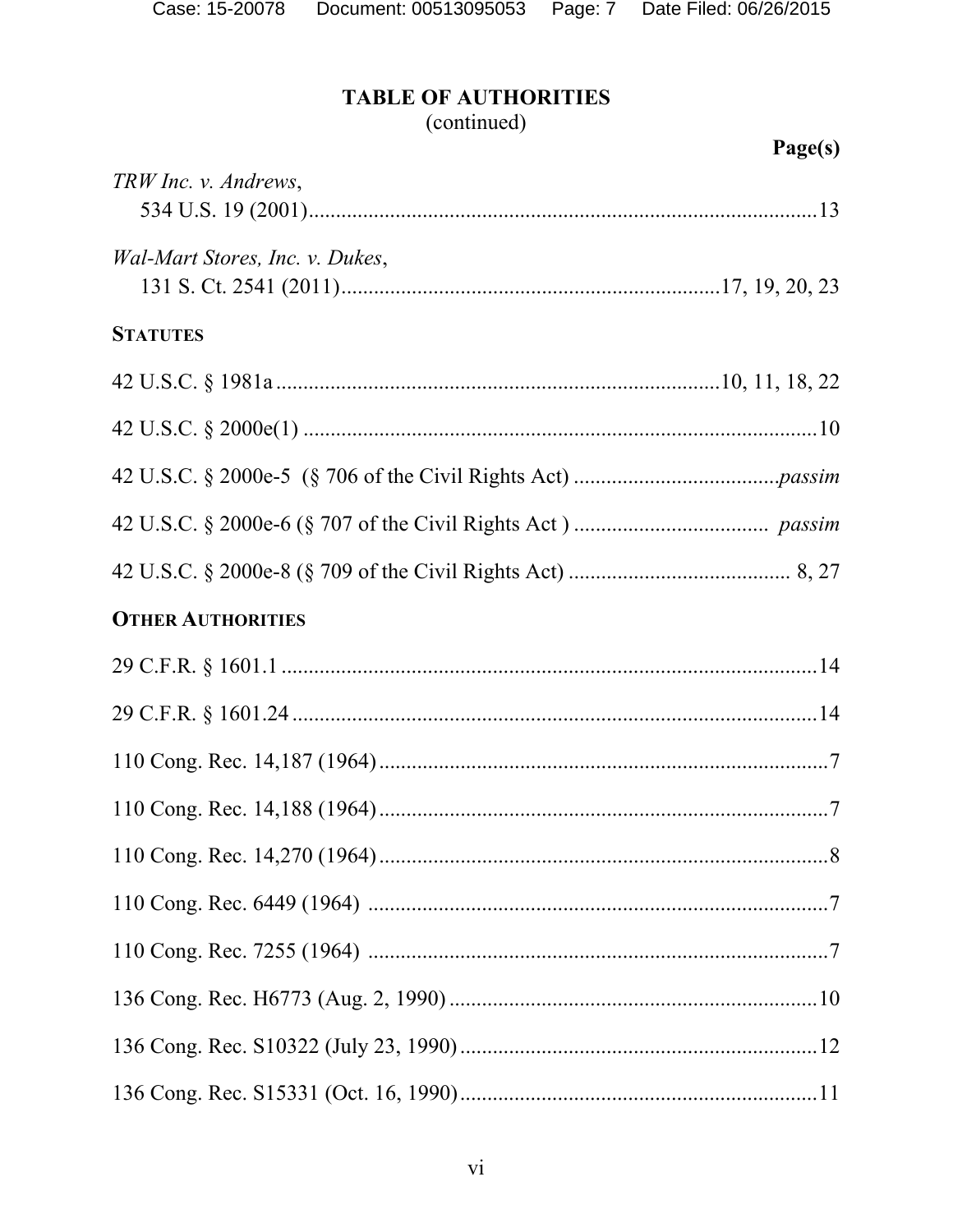## TABLE OF AUTHORITIES
(continued)

**Page(s)**

*TRW Inc. v. Andrews*,
534 U.S. 19 (2001) .......... 13

*Wal-Mart Stores, Inc. v. Dukes*,
131 S. Ct. 2541 (2011) .......... 17, 19, 20, 23

**STATUTES**

42 U.S.C. § 1981a .......... 10, 11, 18, 22

42 U.S.C. § 2000e(1) .......... 10

42 U.S.C. § 2000e-5 (§ 706 of the Civil Rights Act) .......... *passim*

42 U.S.C. § 2000e-6 (§ 707 of the Civil Rights Act ) .......... *passim*

42 U.S.C. § 2000e-8 (§ 709 of the Civil Rights Act) .......... 8, 27

**OTHER AUTHORITIES**

29 C.F.R. § 1601.1 .......... 14

29 C.F.R. § 1601.24 .......... 14

110 Cong. Rec. 14,187 (1964) .......... 7

110 Cong. Rec. 14,188 (1964) .......... 7

110 Cong. Rec. 14,270 (1964) .......... 8

110 Cong. Rec. 6449 (1964) .......... 7

110 Cong. Rec. 7255 (1964) .......... 7

136 Cong. Rec. H6773 (Aug. 2, 1990) .......... 10

136 Cong. Rec. S10322 (July 23, 1990) .......... 12

136 Cong. Rec. S15331 (Oct. 16, 1990) .......... 11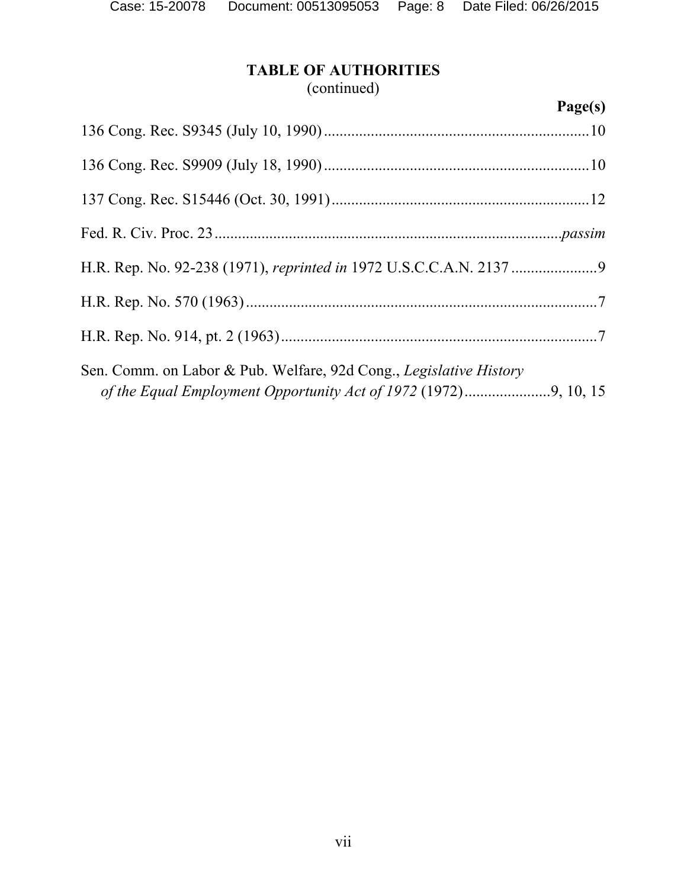**TABLE OF AUTHORITIES**
(continued)

**Page(s)**

136 Cong. Rec. S9345 (July 10, 1990) .......... 10

136 Cong. Rec. S9909 (July 18, 1990) .......... 10

137 Cong. Rec. S15446 (Oct. 30, 1991) .......... 12

Fed. R. Civ. Proc. 23 .......... *passim*

H.R. Rep. No. 92-238 (1971), *reprinted in* 1972 U.S.C.C.A.N. 2137 .......... 9

H.R. Rep. No. 570 (1963) .......... 7

H.R. Rep. No. 914, pt. 2 (1963) .......... 7

Sen. Comm. on Labor & Pub. Welfare, 92d Cong., *Legislative History of the Equal Employment Opportunity Act of 1972* (1972) .......... 9, 10, 15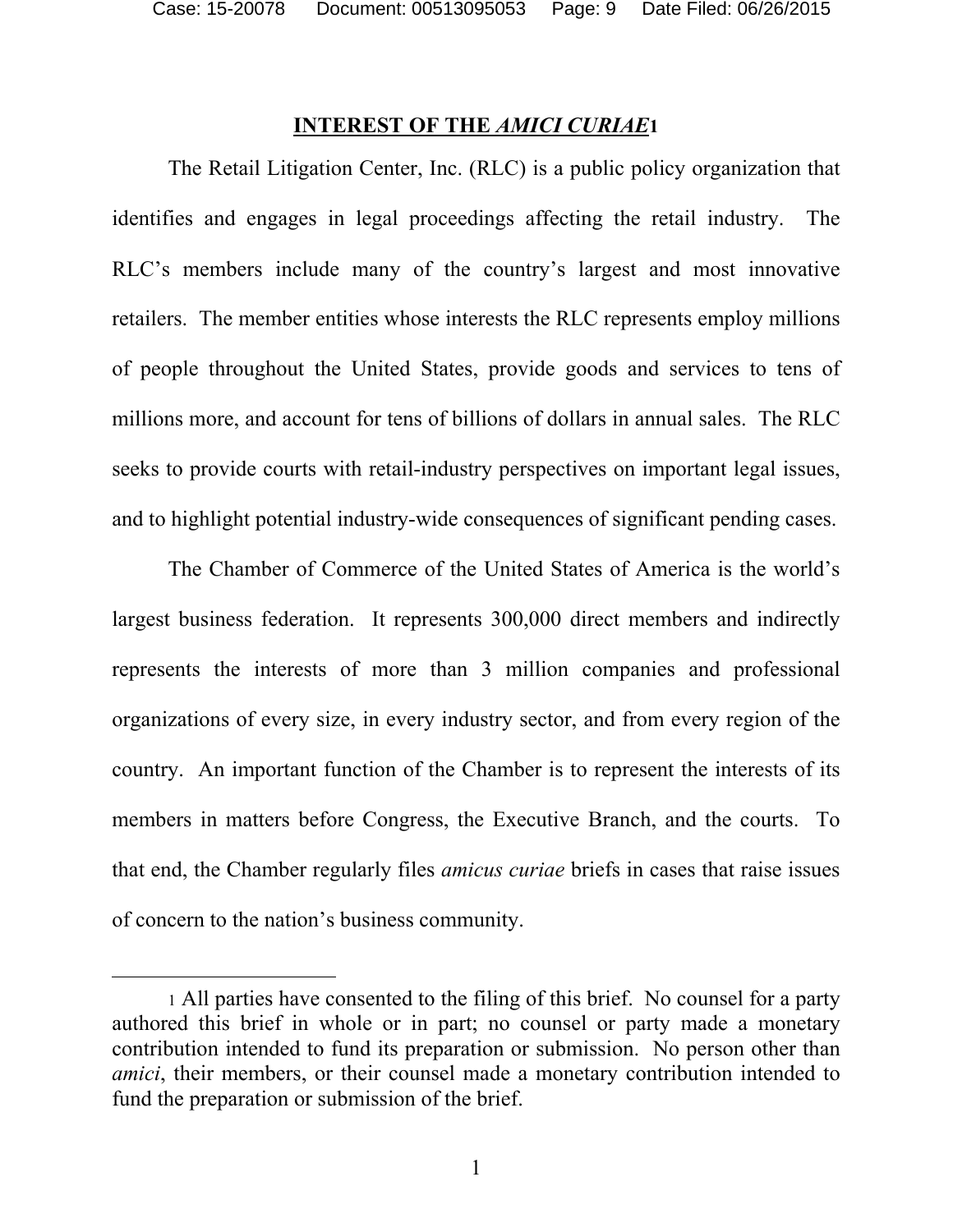## INTEREST OF THE *AMICI CURIAE*[1]

The Retail Litigation Center, Inc. (RLC) is a public policy organization that identifies and engages in legal proceedings affecting the retail industry. The RLC's members include many of the country's largest and most innovative retailers. The member entities whose interests the RLC represents employ millions of people throughout the United States, provide goods and services to tens of millions more, and account for tens of billions of dollars in annual sales. The RLC seeks to provide courts with retail-industry perspectives on important legal issues, and to highlight potential industry-wide consequences of significant pending cases.

The Chamber of Commerce of the United States of America is the world's largest business federation. It represents 300,000 direct members and indirectly represents the interests of more than 3 million companies and professional organizations of every size, in every industry sector, and from every region of the country. An important function of the Chamber is to represent the interests of its members in matters before Congress, the Executive Branch, and the courts. To that end, the Chamber regularly files *amicus curiae* briefs in cases that raise issues of concern to the nation's business community.

---

[1] All parties have consented to the filing of this brief. No counsel for a party authored this brief in whole or in part; no counsel or party made a monetary contribution intended to fund its preparation or submission. No person other than *amici*, their members, or their counsel made a monetary contribution intended to fund the preparation or submission of the brief.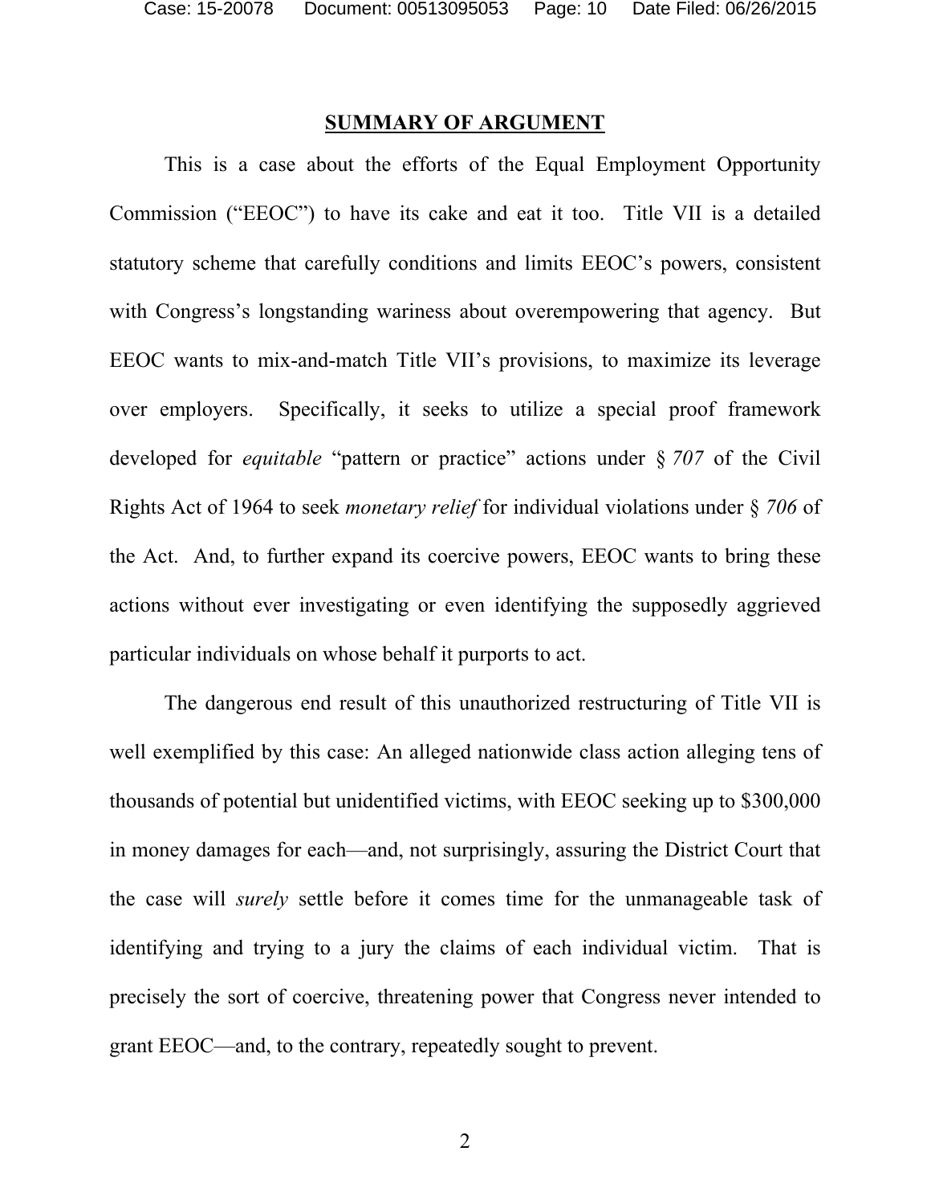## SUMMARY OF ARGUMENT

This is a case about the efforts of the Equal Employment Opportunity Commission ("EEOC") to have its cake and eat it too. Title VII is a detailed statutory scheme that carefully conditions and limits EEOC's powers, consistent with Congress's longstanding wariness about overempowering that agency. But EEOC wants to mix-and-match Title VII's provisions, to maximize its leverage over employers. Specifically, it seeks to utilize a special proof framework developed for *equitable* "pattern or practice" actions under § *707* of the Civil Rights Act of 1964 to seek *monetary relief* for individual violations under § *706* of the Act. And, to further expand its coercive powers, EEOC wants to bring these actions without ever investigating or even identifying the supposedly aggrieved particular individuals on whose behalf it purports to act.

The dangerous end result of this unauthorized restructuring of Title VII is well exemplified by this case: An alleged nationwide class action alleging tens of thousands of potential but unidentified victims, with EEOC seeking up to $300,000 in money damages for each—and, not surprisingly, assuring the District Court that the case will *surely* settle before it comes time for the unmanageable task of identifying and trying to a jury the claims of each individual victim. That is precisely the sort of coercive, threatening power that Congress never intended to grant EEOC—and, to the contrary, repeatedly sought to prevent.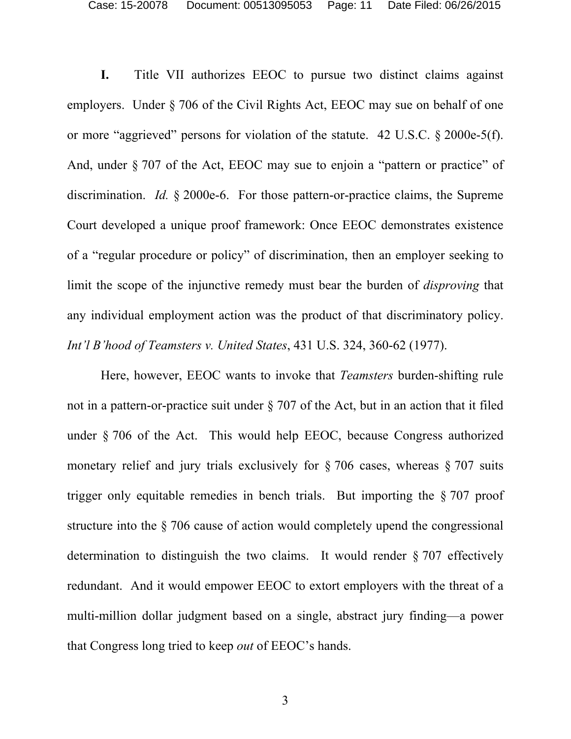**I.** Title VII authorizes EEOC to pursue two distinct claims against employers. Under § 706 of the Civil Rights Act, EEOC may sue on behalf of one or more "aggrieved" persons for violation of the statute. 42 U.S.C. § 2000e-5(f). And, under § 707 of the Act, EEOC may sue to enjoin a "pattern or practice" of discrimination. *Id.* § 2000e-6. For those pattern-or-practice claims, the Supreme Court developed a unique proof framework: Once EEOC demonstrates existence of a "regular procedure or policy" of discrimination, then an employer seeking to limit the scope of the injunctive remedy must bear the burden of *disproving* that any individual employment action was the product of that discriminatory policy. *Int'l B'hood of Teamsters v. United States*, 431 U.S. 324, 360-62 (1977).

Here, however, EEOC wants to invoke that *Teamsters* burden-shifting rule not in a pattern-or-practice suit under § 707 of the Act, but in an action that it filed under § 706 of the Act. This would help EEOC, because Congress authorized monetary relief and jury trials exclusively for § 706 cases, whereas § 707 suits trigger only equitable remedies in bench trials. But importing the § 707 proof structure into the § 706 cause of action would completely upend the congressional determination to distinguish the two claims. It would render § 707 effectively redundant. And it would empower EEOC to extort employers with the threat of a multi-million dollar judgment based on a single, abstract jury finding—a power that Congress long tried to keep *out* of EEOC's hands.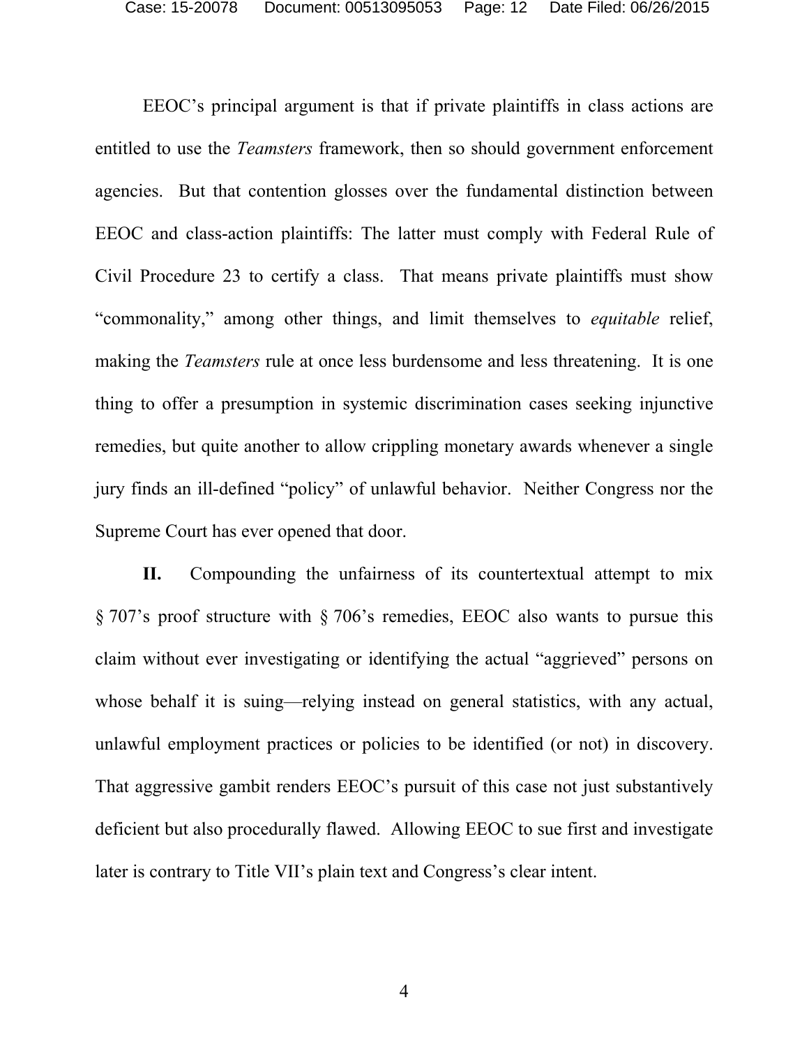EEOC's principal argument is that if private plaintiffs in class actions are entitled to use the *Teamsters* framework, then so should government enforcement agencies. But that contention glosses over the fundamental distinction between EEOC and class-action plaintiffs: The latter must comply with Federal Rule of Civil Procedure 23 to certify a class. That means private plaintiffs must show "commonality," among other things, and limit themselves to *equitable* relief, making the *Teamsters* rule at once less burdensome and less threatening. It is one thing to offer a presumption in systemic discrimination cases seeking injunctive remedies, but quite another to allow crippling monetary awards whenever a single jury finds an ill-defined "policy" of unlawful behavior. Neither Congress nor the Supreme Court has ever opened that door.

**II.** Compounding the unfairness of its countertextual attempt to mix § 707's proof structure with § 706's remedies, EEOC also wants to pursue this claim without ever investigating or identifying the actual "aggrieved" persons on whose behalf it is suing—relying instead on general statistics, with any actual, unlawful employment practices or policies to be identified (or not) in discovery. That aggressive gambit renders EEOC's pursuit of this case not just substantively deficient but also procedurally flawed. Allowing EEOC to sue first and investigate later is contrary to Title VII's plain text and Congress's clear intent.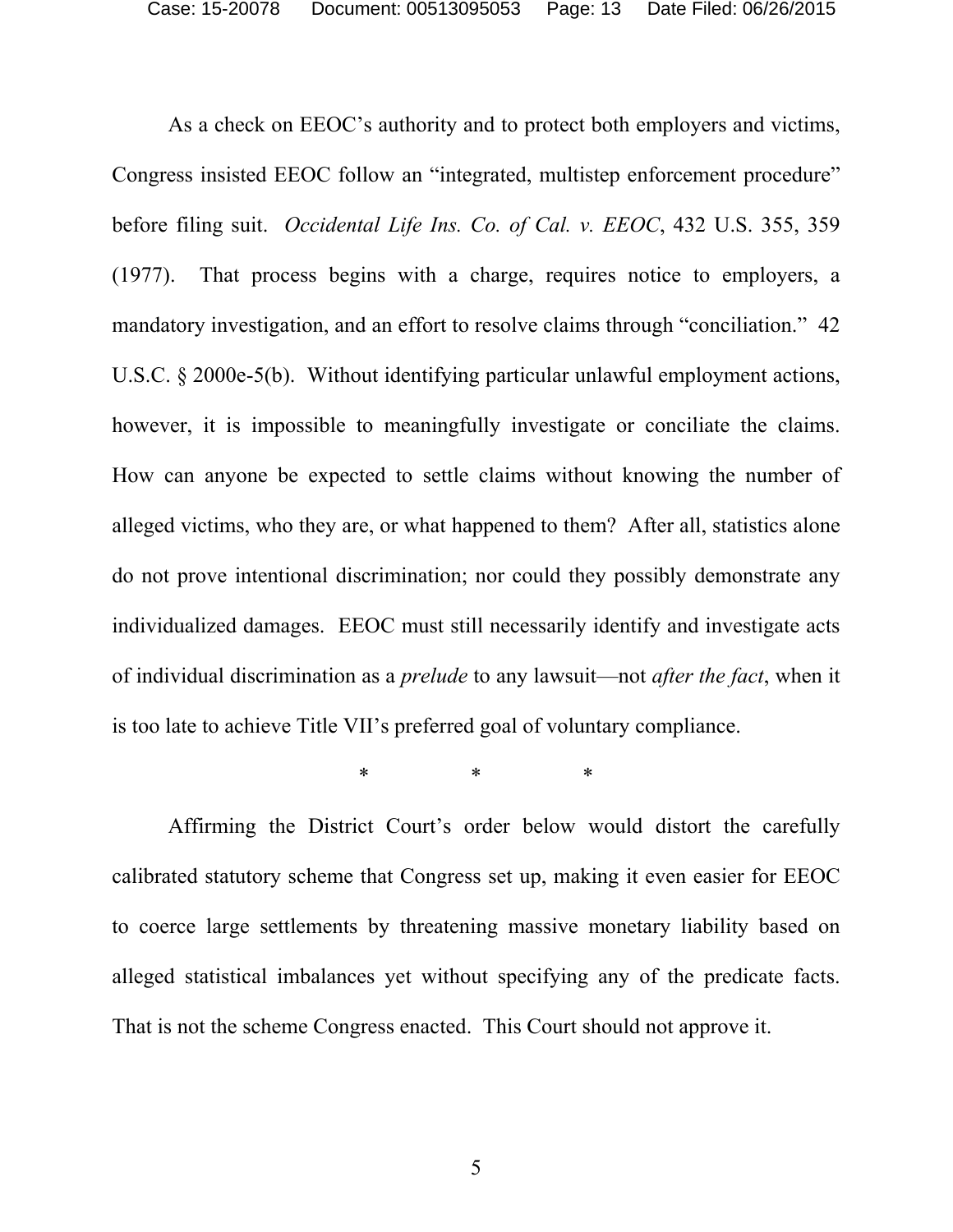As a check on EEOC's authority and to protect both employers and victims, Congress insisted EEOC follow an "integrated, multistep enforcement procedure" before filing suit. *Occidental Life Ins. Co. of Cal. v. EEOC*, 432 U.S. 355, 359 (1977). That process begins with a charge, requires notice to employers, a mandatory investigation, and an effort to resolve claims through "conciliation." 42 U.S.C. § 2000e-5(b). Without identifying particular unlawful employment actions, however, it is impossible to meaningfully investigate or conciliate the claims. How can anyone be expected to settle claims without knowing the number of alleged victims, who they are, or what happened to them? After all, statistics alone do not prove intentional discrimination; nor could they possibly demonstrate any individualized damages. EEOC must still necessarily identify and investigate acts of individual discrimination as a *prelude* to any lawsuit—not *after the fact*, when it is too late to achieve Title VII's preferred goal of voluntary compliance.

\* \* \*

Affirming the District Court's order below would distort the carefully calibrated statutory scheme that Congress set up, making it even easier for EEOC to coerce large settlements by threatening massive monetary liability based on alleged statistical imbalances yet without specifying any of the predicate facts. That is not the scheme Congress enacted. This Court should not approve it.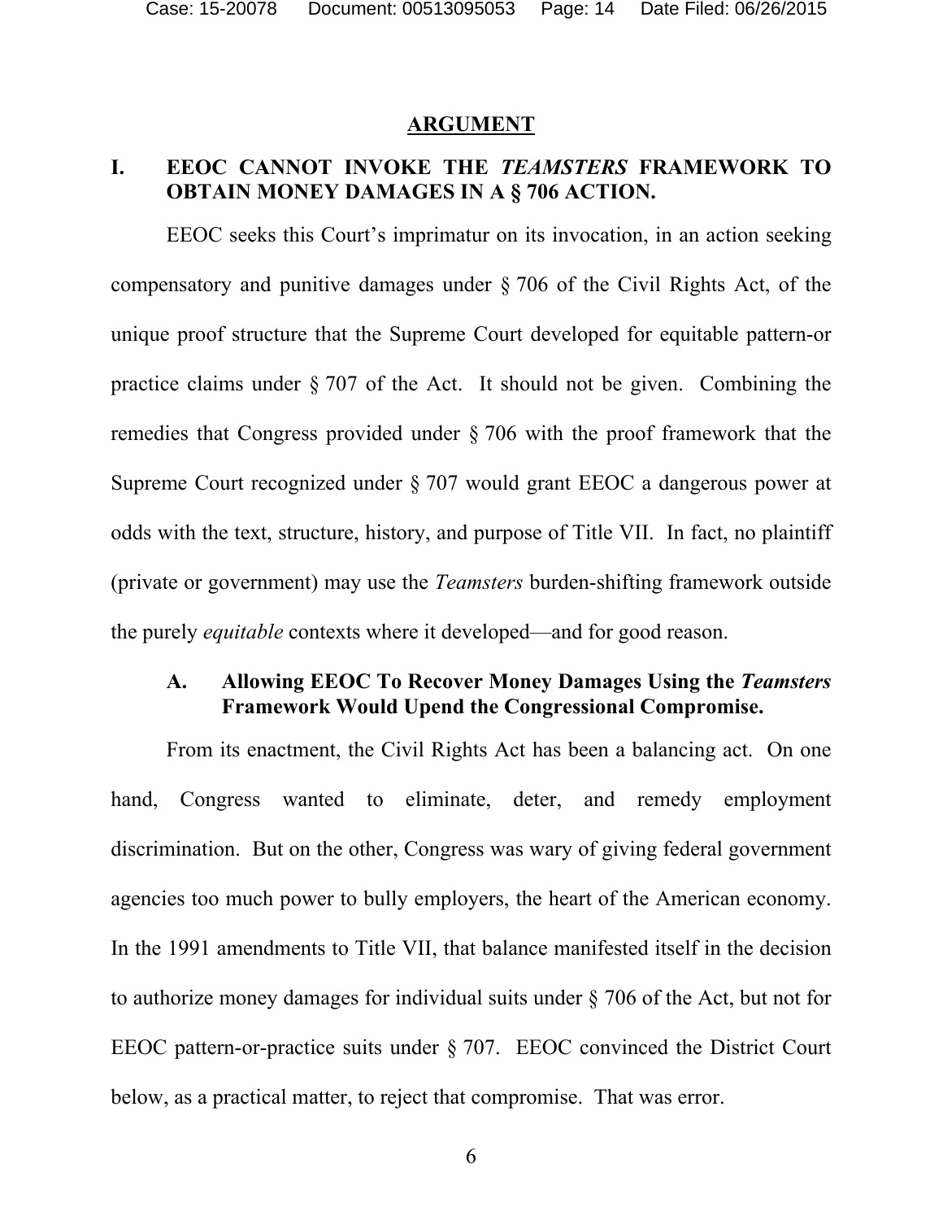# ARGUMENT

## I. EEOC CANNOT INVOKE THE *TEAMSTERS* FRAMEWORK TO OBTAIN MONEY DAMAGES IN A § 706 ACTION.

EEOC seeks this Court's imprimatur on its invocation, in an action seeking compensatory and punitive damages under § 706 of the Civil Rights Act, of the unique proof structure that the Supreme Court developed for equitable pattern-or practice claims under § 707 of the Act. It should not be given. Combining the remedies that Congress provided under § 706 with the proof framework that the Supreme Court recognized under § 707 would grant EEOC a dangerous power at odds with the text, structure, history, and purpose of Title VII. In fact, no plaintiff (private or government) may use the *Teamsters* burden-shifting framework outside the purely *equitable* contexts where it developed—and for good reason.

### A. Allowing EEOC To Recover Money Damages Using the *Teamsters* Framework Would Upend the Congressional Compromise.

From its enactment, the Civil Rights Act has been a balancing act. On one hand, Congress wanted to eliminate, deter, and remedy employment discrimination. But on the other, Congress was wary of giving federal government agencies too much power to bully employers, the heart of the American economy. In the 1991 amendments to Title VII, that balance manifested itself in the decision to authorize money damages for individual suits under § 706 of the Act, but not for EEOC pattern-or-practice suits under § 707. EEOC convinced the District Court below, as a practical matter, to reject that compromise. That was error.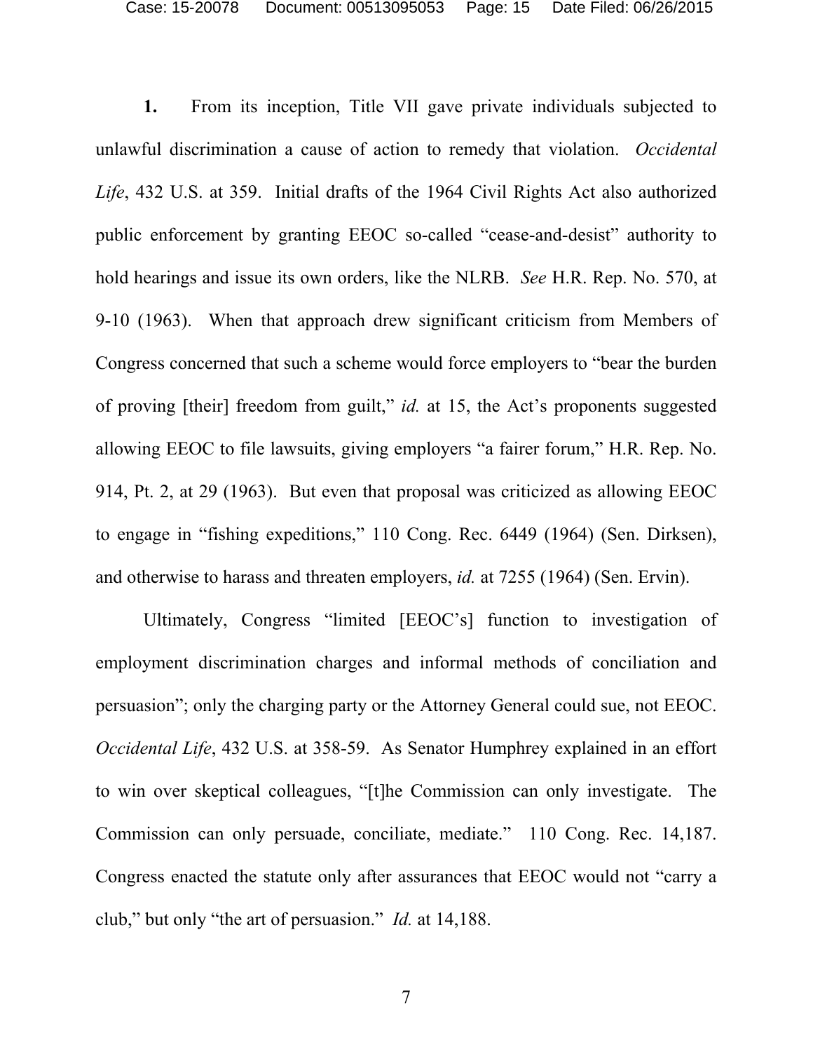**1.** From its inception, Title VII gave private individuals subjected to unlawful discrimination a cause of action to remedy that violation. *Occidental Life*, 432 U.S. at 359. Initial drafts of the 1964 Civil Rights Act also authorized public enforcement by granting EEOC so-called "cease-and-desist" authority to hold hearings and issue its own orders, like the NLRB. *See* H.R. Rep. No. 570, at 9-10 (1963). When that approach drew significant criticism from Members of Congress concerned that such a scheme would force employers to "bear the burden of proving [their] freedom from guilt," *id.* at 15, the Act's proponents suggested allowing EEOC to file lawsuits, giving employers "a fairer forum," H.R. Rep. No. 914, Pt. 2, at 29 (1963). But even that proposal was criticized as allowing EEOC to engage in "fishing expeditions," 110 Cong. Rec. 6449 (1964) (Sen. Dirksen), and otherwise to harass and threaten employers, *id.* at 7255 (1964) (Sen. Ervin).

Ultimately, Congress "limited [EEOC's] function to investigation of employment discrimination charges and informal methods of conciliation and persuasion"; only the charging party or the Attorney General could sue, not EEOC. *Occidental Life*, 432 U.S. at 358-59. As Senator Humphrey explained in an effort to win over skeptical colleagues, "[t]he Commission can only investigate. The Commission can only persuade, conciliate, mediate." 110 Cong. Rec. 14,187. Congress enacted the statute only after assurances that EEOC would not "carry a club," but only "the art of persuasion." *Id.* at 14,188.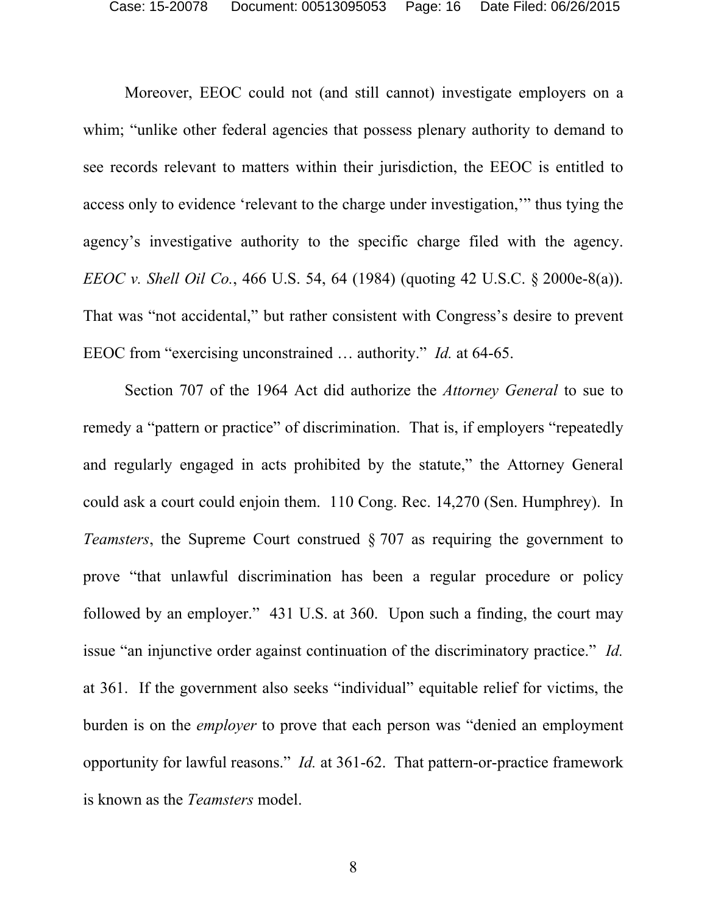Moreover, EEOC could not (and still cannot) investigate employers on a whim; "unlike other federal agencies that possess plenary authority to demand to see records relevant to matters within their jurisdiction, the EEOC is entitled to access only to evidence 'relevant to the charge under investigation,'" thus tying the agency's investigative authority to the specific charge filed with the agency. *EEOC v. Shell Oil Co.*, 466 U.S. 54, 64 (1984) (quoting 42 U.S.C. § 2000e-8(a)). That was "not accidental," but rather consistent with Congress's desire to prevent EEOC from "exercising unconstrained … authority." *Id.* at 64-65.

Section 707 of the 1964 Act did authorize the *Attorney General* to sue to remedy a "pattern or practice" of discrimination. That is, if employers "repeatedly and regularly engaged in acts prohibited by the statute," the Attorney General could ask a court could enjoin them. 110 Cong. Rec. 14,270 (Sen. Humphrey). In *Teamsters*, the Supreme Court construed § 707 as requiring the government to prove "that unlawful discrimination has been a regular procedure or policy followed by an employer." 431 U.S. at 360. Upon such a finding, the court may issue "an injunctive order against continuation of the discriminatory practice." *Id.* at 361. If the government also seeks "individual" equitable relief for victims, the burden is on the *employer* to prove that each person was "denied an employment opportunity for lawful reasons." *Id.* at 361-62. That pattern-or-practice framework is known as the *Teamsters* model.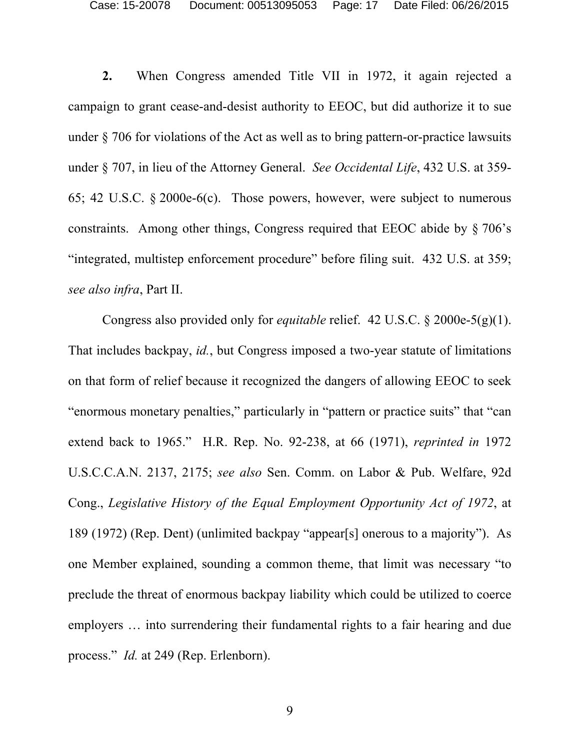**2.** When Congress amended Title VII in 1972, it again rejected a campaign to grant cease-and-desist authority to EEOC, but did authorize it to sue under § 706 for violations of the Act as well as to bring pattern-or-practice lawsuits under § 707, in lieu of the Attorney General. *See Occidental Life*, 432 U.S. at 359-65; 42 U.S.C. § 2000e-6(c). Those powers, however, were subject to numerous constraints. Among other things, Congress required that EEOC abide by § 706's "integrated, multistep enforcement procedure" before filing suit. 432 U.S. at 359; *see also infra*, Part II.

Congress also provided only for *equitable* relief. 42 U.S.C. § 2000e-5(g)(1). That includes backpay, *id.*, but Congress imposed a two-year statute of limitations on that form of relief because it recognized the dangers of allowing EEOC to seek "enormous monetary penalties," particularly in "pattern or practice suits" that "can extend back to 1965." H.R. Rep. No. 92-238, at 66 (1971), *reprinted in* 1972 U.S.C.C.A.N. 2137, 2175; *see also* Sen. Comm. on Labor & Pub. Welfare, 92d Cong., *Legislative History of the Equal Employment Opportunity Act of 1972*, at 189 (1972) (Rep. Dent) (unlimited backpay "appear[s] onerous to a majority"). As one Member explained, sounding a common theme, that limit was necessary "to preclude the threat of enormous backpay liability which could be utilized to coerce employers … into surrendering their fundamental rights to a fair hearing and due process." *Id.* at 249 (Rep. Erlenborn).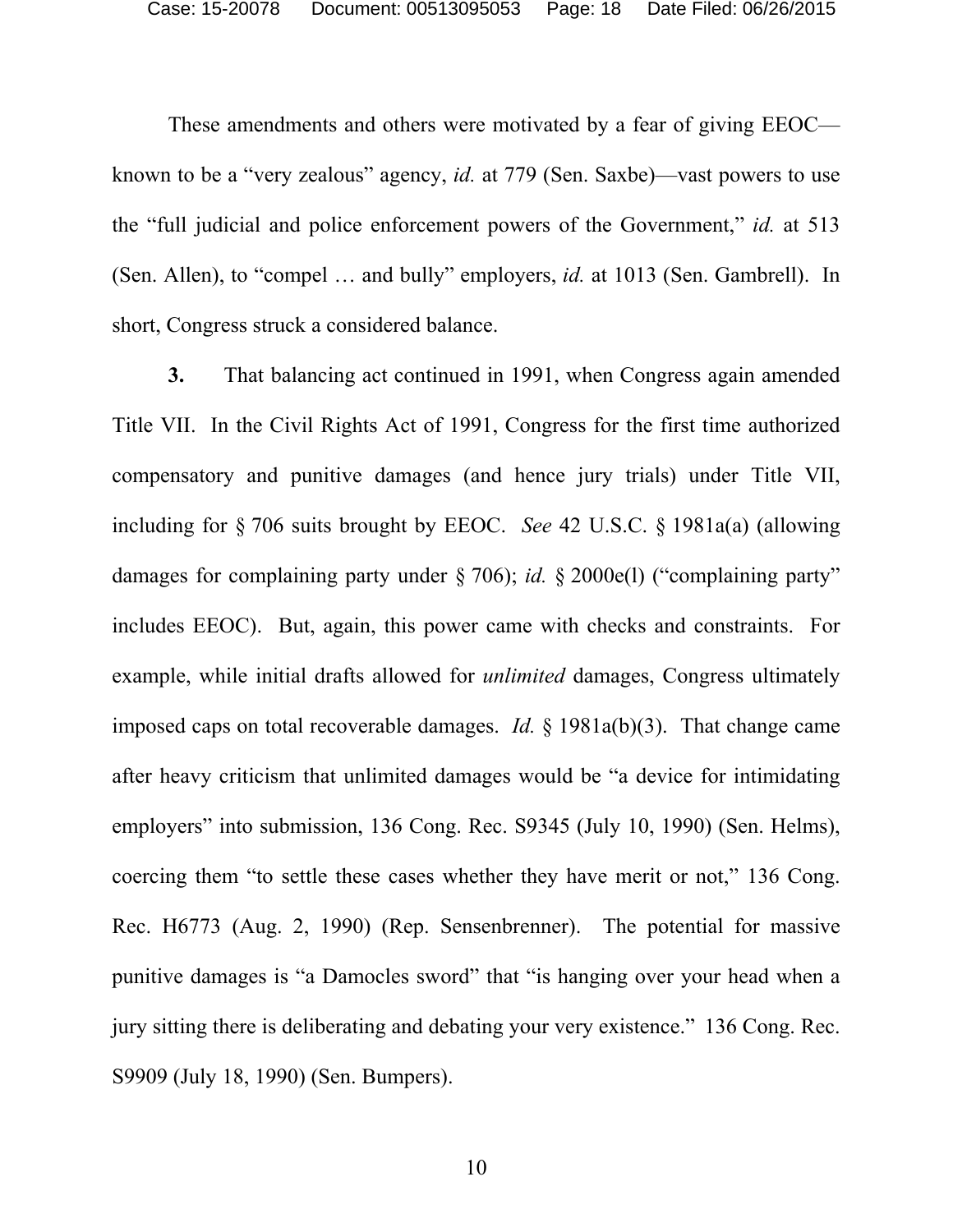These amendments and others were motivated by a fear of giving EEOC—known to be a "very zealous" agency, *id.* at 779 (Sen. Saxbe)—vast powers to use the "full judicial and police enforcement powers of the Government," *id.* at 513 (Sen. Allen), to "compel … and bully" employers, *id.* at 1013 (Sen. Gambrell). In short, Congress struck a considered balance.

**3.** That balancing act continued in 1991, when Congress again amended Title VII. In the Civil Rights Act of 1991, Congress for the first time authorized compensatory and punitive damages (and hence jury trials) under Title VII, including for § 706 suits brought by EEOC. *See* 42 U.S.C. § 1981a(a) (allowing damages for complaining party under § 706); *id.* § 2000e(l) ("complaining party" includes EEOC). But, again, this power came with checks and constraints. For example, while initial drafts allowed for *unlimited* damages, Congress ultimately imposed caps on total recoverable damages. *Id.* § 1981a(b)(3). That change came after heavy criticism that unlimited damages would be "a device for intimidating employers" into submission, 136 Cong. Rec. S9345 (July 10, 1990) (Sen. Helms), coercing them "to settle these cases whether they have merit or not," 136 Cong. Rec. H6773 (Aug. 2, 1990) (Rep. Sensenbrenner). The potential for massive punitive damages is "a Damocles sword" that "is hanging over your head when a jury sitting there is deliberating and debating your very existence." 136 Cong. Rec. S9909 (July 18, 1990) (Sen. Bumpers).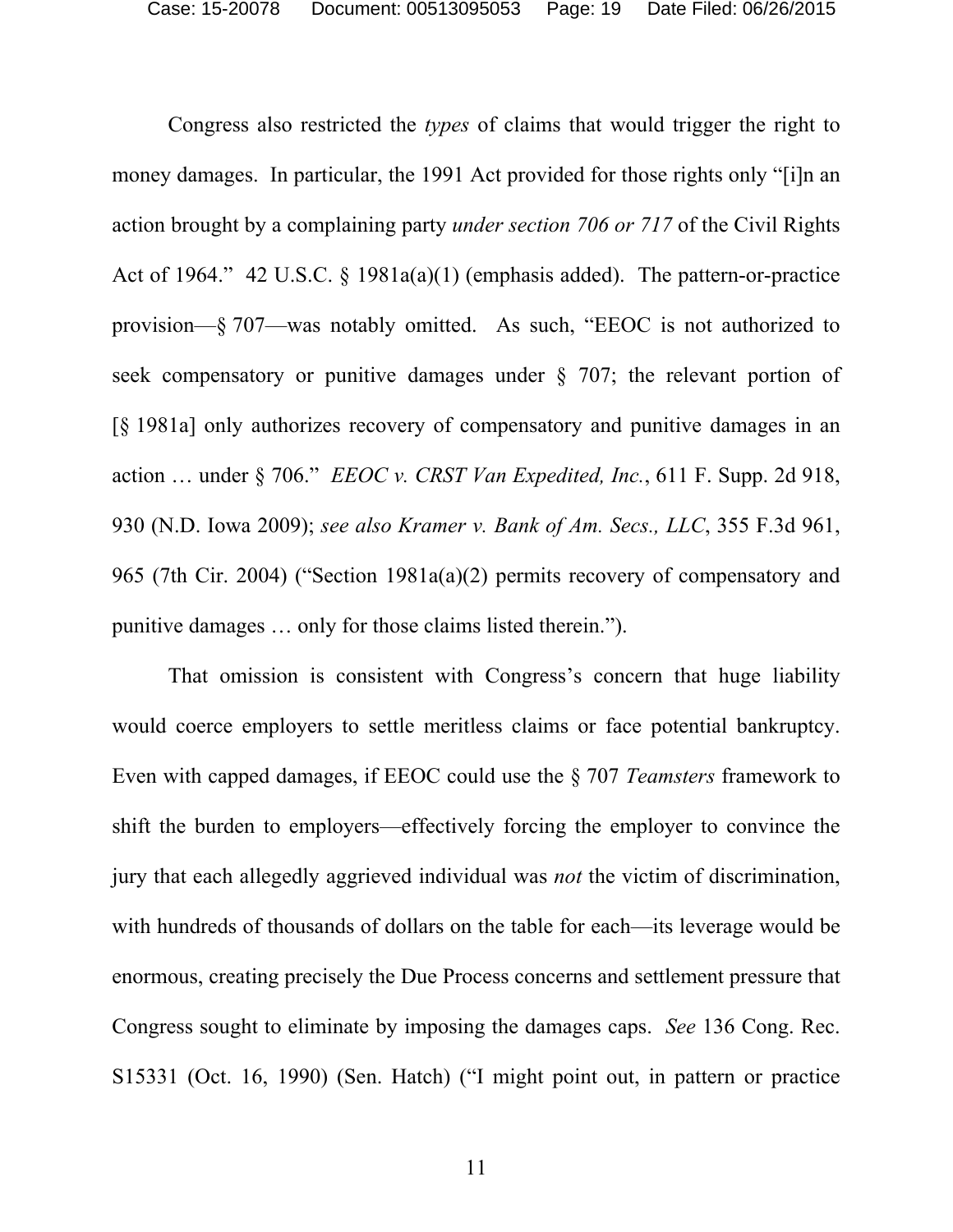Congress also restricted the *types* of claims that would trigger the right to money damages. In particular, the 1991 Act provided for those rights only "[i]n an action brought by a complaining party *under section 706 or 717* of the Civil Rights Act of 1964." 42 U.S.C. § 1981a(a)(1) (emphasis added). The pattern-or-practice provision—§ 707—was notably omitted. As such, "EEOC is not authorized to seek compensatory or punitive damages under § 707; the relevant portion of [§ 1981a] only authorizes recovery of compensatory and punitive damages in an action … under § 706." *EEOC v. CRST Van Expedited, Inc.*, 611 F. Supp. 2d 918, 930 (N.D. Iowa 2009); *see also Kramer v. Bank of Am. Secs., LLC*, 355 F.3d 961, 965 (7th Cir. 2004) ("Section 1981a(a)(2) permits recovery of compensatory and punitive damages … only for those claims listed therein.").

That omission is consistent with Congress's concern that huge liability would coerce employers to settle meritless claims or face potential bankruptcy. Even with capped damages, if EEOC could use the § 707 *Teamsters* framework to shift the burden to employers—effectively forcing the employer to convince the jury that each allegedly aggrieved individual was *not* the victim of discrimination, with hundreds of thousands of dollars on the table for each—its leverage would be enormous, creating precisely the Due Process concerns and settlement pressure that Congress sought to eliminate by imposing the damages caps. *See* 136 Cong. Rec. S15331 (Oct. 16, 1990) (Sen. Hatch) ("I might point out, in pattern or practice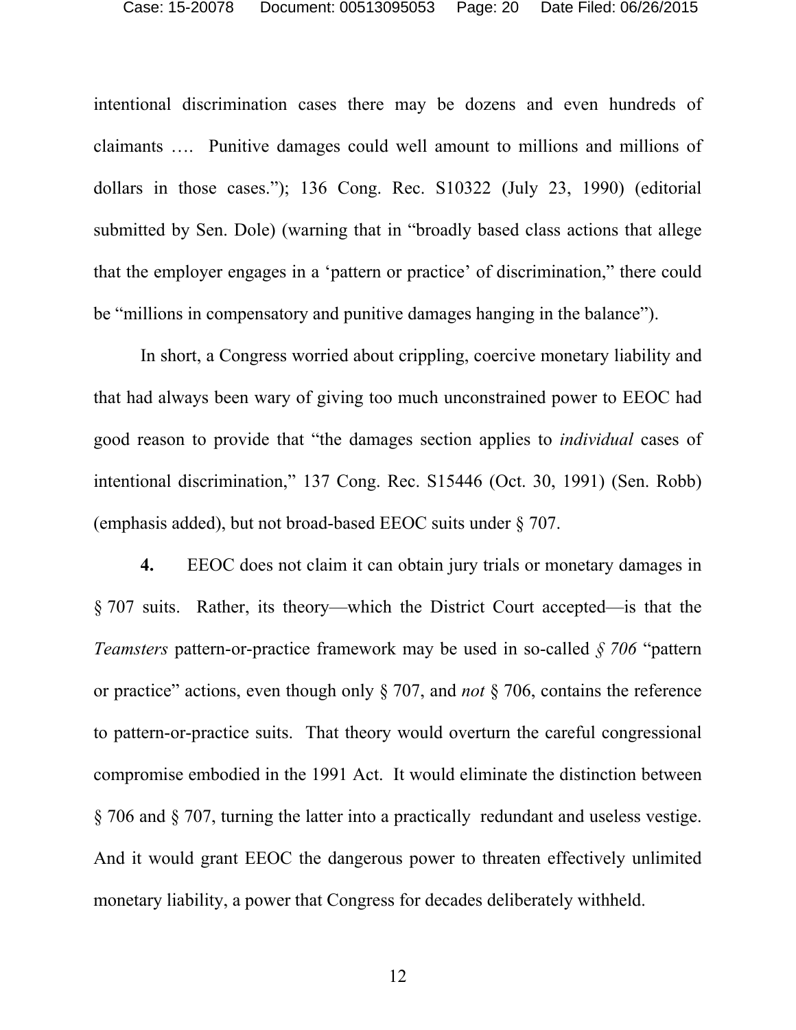intentional discrimination cases there may be dozens and even hundreds of claimants …. Punitive damages could well amount to millions and millions of dollars in those cases."); 136 Cong. Rec. S10322 (July 23, 1990) (editorial submitted by Sen. Dole) (warning that in "broadly based class actions that allege that the employer engages in a 'pattern or practice' of discrimination," there could be "millions in compensatory and punitive damages hanging in the balance").

In short, a Congress worried about crippling, coercive monetary liability and that had always been wary of giving too much unconstrained power to EEOC had good reason to provide that "the damages section applies to *individual* cases of intentional discrimination," 137 Cong. Rec. S15446 (Oct. 30, 1991) (Sen. Robb) (emphasis added), but not broad-based EEOC suits under § 707.

**4.** EEOC does not claim it can obtain jury trials or monetary damages in § 707 suits. Rather, its theory—which the District Court accepted—is that the *Teamsters* pattern-or-practice framework may be used in so-called *§ 706* "pattern or practice" actions, even though only § 707, and *not* § 706, contains the reference to pattern-or-practice suits. That theory would overturn the careful congressional compromise embodied in the 1991 Act. It would eliminate the distinction between § 706 and § 707, turning the latter into a practically redundant and useless vestige. And it would grant EEOC the dangerous power to threaten effectively unlimited monetary liability, a power that Congress for decades deliberately withheld.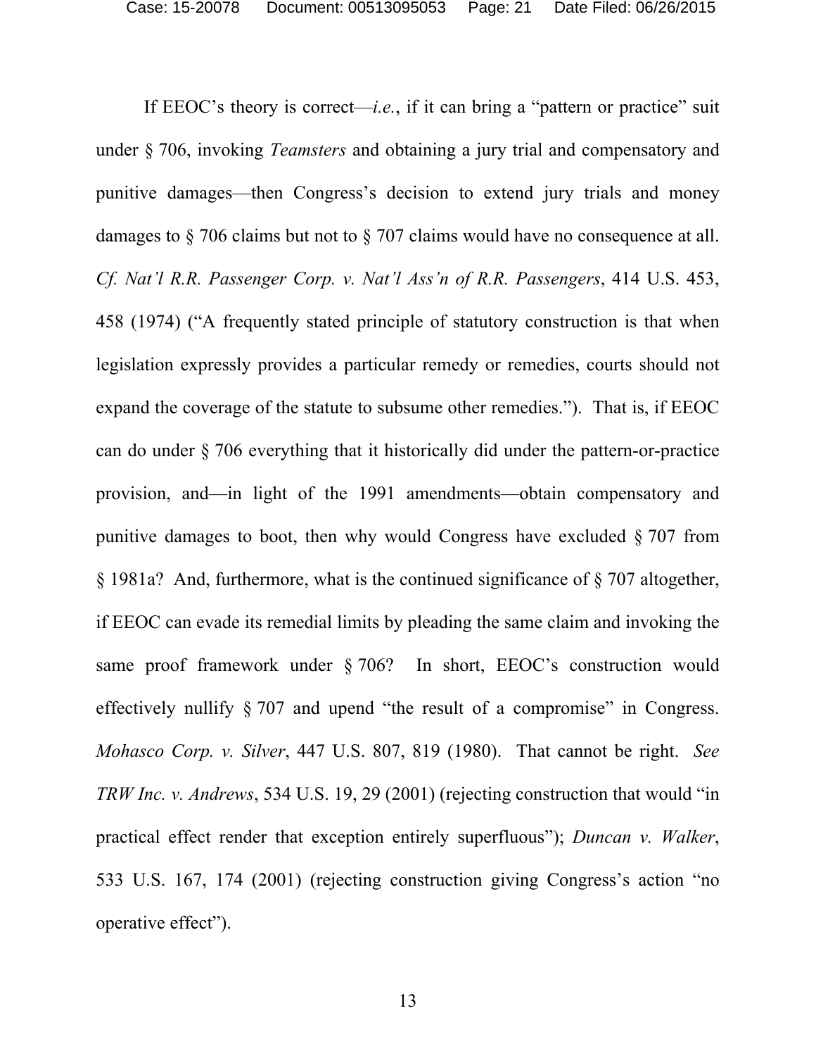If EEOC's theory is correct—*i.e.*, if it can bring a "pattern or practice" suit under § 706, invoking *Teamsters* and obtaining a jury trial and compensatory and punitive damages—then Congress's decision to extend jury trials and money damages to § 706 claims but not to § 707 claims would have no consequence at all. *Cf. Nat'l R.R. Passenger Corp. v. Nat'l Ass'n of R.R. Passengers*, 414 U.S. 453, 458 (1974) ("A frequently stated principle of statutory construction is that when legislation expressly provides a particular remedy or remedies, courts should not expand the coverage of the statute to subsume other remedies."). That is, if EEOC can do under § 706 everything that it historically did under the pattern-or-practice provision, and—in light of the 1991 amendments—obtain compensatory and punitive damages to boot, then why would Congress have excluded § 707 from § 1981a? And, furthermore, what is the continued significance of § 707 altogether, if EEOC can evade its remedial limits by pleading the same claim and invoking the same proof framework under § 706? In short, EEOC's construction would effectively nullify § 707 and upend "the result of a compromise" in Congress. *Mohasco Corp. v. Silver*, 447 U.S. 807, 819 (1980). That cannot be right. *See TRW Inc. v. Andrews*, 534 U.S. 19, 29 (2001) (rejecting construction that would "in practical effect render that exception entirely superfluous"); *Duncan v. Walker*, 533 U.S. 167, 174 (2001) (rejecting construction giving Congress's action "no operative effect").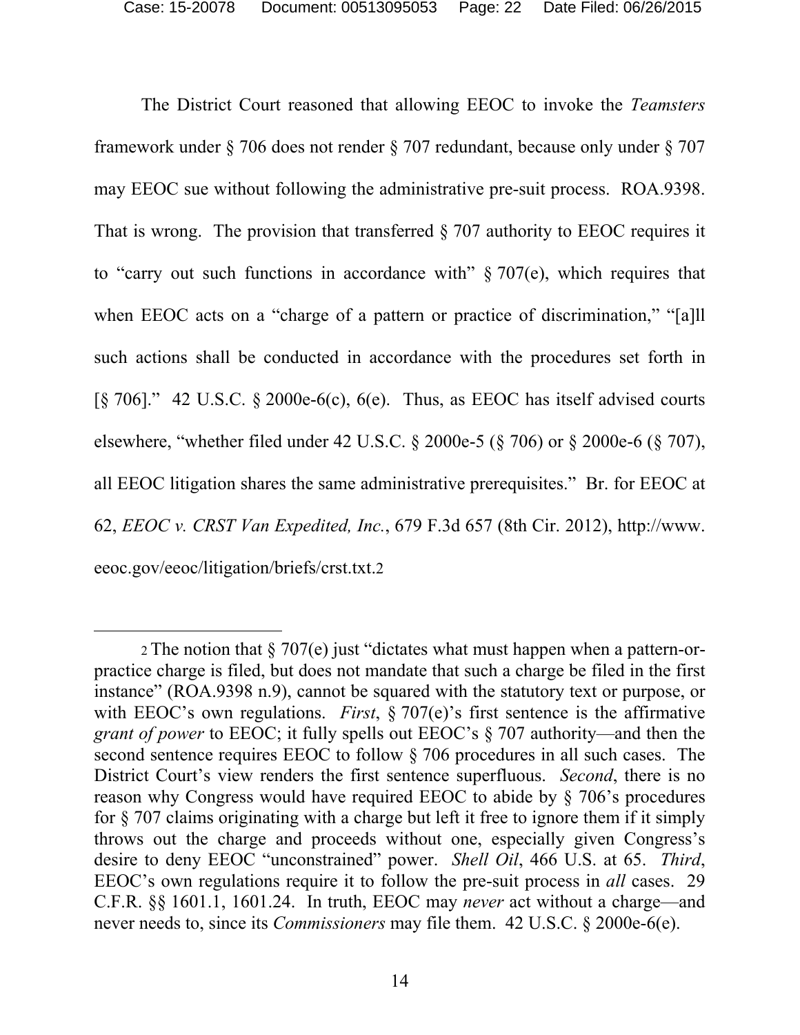The District Court reasoned that allowing EEOC to invoke the *Teamsters* framework under § 706 does not render § 707 redundant, because only under § 707 may EEOC sue without following the administrative pre-suit process. ROA.9398. That is wrong. The provision that transferred § 707 authority to EEOC requires it to "carry out such functions in accordance with" § 707(e), which requires that when EEOC acts on a "charge of a pattern or practice of discrimination," "[a]ll such actions shall be conducted in accordance with the procedures set forth in [§ 706]." 42 U.S.C. § 2000e-6(c), 6(e). Thus, as EEOC has itself advised courts elsewhere, "whether filed under 42 U.S.C. § 2000e-5 (§ 706) or § 2000e-6 (§ 707), all EEOC litigation shares the same administrative prerequisites." Br. for EEOC at 62, *EEOC v. CRST Van Expedited, Inc.*, 679 F.3d 657 (8th Cir. 2012), http://www.eeoc.gov/eeoc/litigation/briefs/crst.txt.[2]

---

[2] The notion that § 707(e) just "dictates what must happen when a pattern-or-practice charge is filed, but does not mandate that such a charge be filed in the first instance" (ROA.9398 n.9), cannot be squared with the statutory text or purpose, or with EEOC's own regulations. *First*, § 707(e)'s first sentence is the affirmative *grant of power* to EEOC; it fully spells out EEOC's § 707 authority—and then the second sentence requires EEOC to follow § 706 procedures in all such cases. The District Court's view renders the first sentence superfluous. *Second*, there is no reason why Congress would have required EEOC to abide by § 706's procedures for § 707 claims originating with a charge but left it free to ignore them if it simply throws out the charge and proceeds without one, especially given Congress's desire to deny EEOC "unconstrained" power. *Shell Oil*, 466 U.S. at 65. *Third*, EEOC's own regulations require it to follow the pre-suit process in *all* cases. 29 C.F.R. §§ 1601.1, 1601.24. In truth, EEOC may *never* act without a charge—and never needs to, since its *Commissioners* may file them. 42 U.S.C. § 2000e-6(e).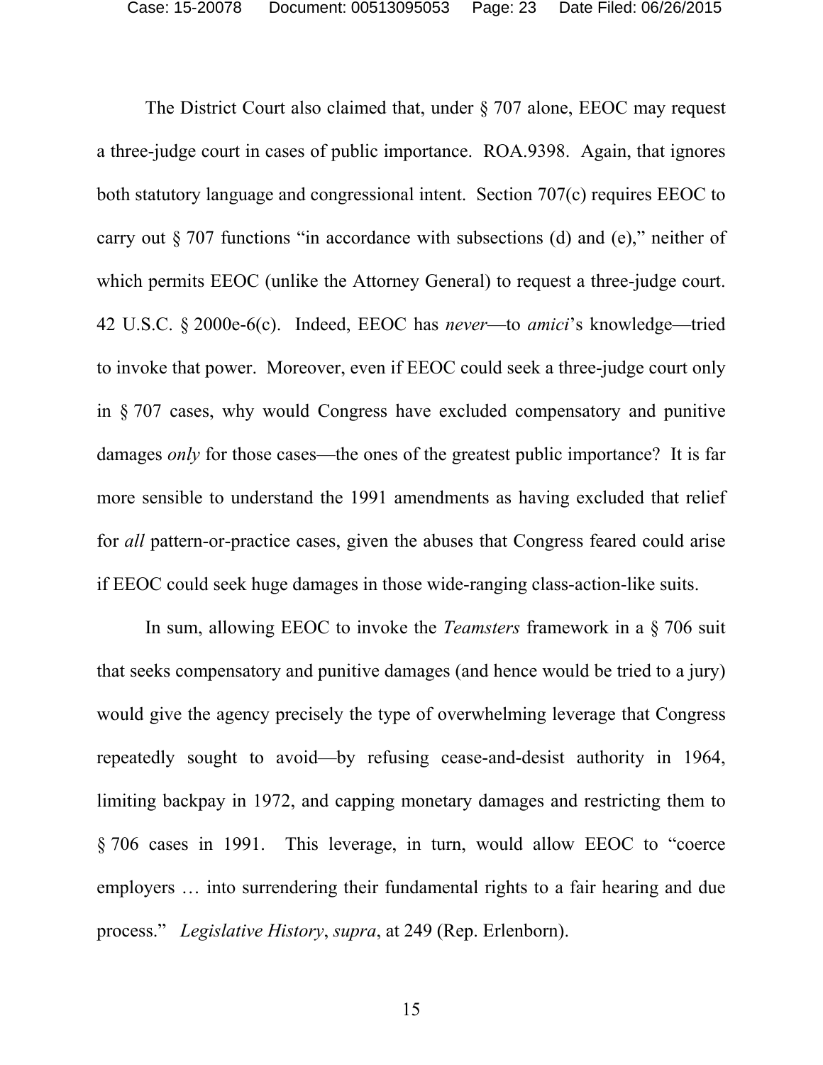The District Court also claimed that, under § 707 alone, EEOC may request a three-judge court in cases of public importance. ROA.9398. Again, that ignores both statutory language and congressional intent. Section 707(c) requires EEOC to carry out § 707 functions "in accordance with subsections (d) and (e)," neither of which permits EEOC (unlike the Attorney General) to request a three-judge court. 42 U.S.C. § 2000e-6(c). Indeed, EEOC has *never*—to *amici*'s knowledge—tried to invoke that power. Moreover, even if EEOC could seek a three-judge court only in § 707 cases, why would Congress have excluded compensatory and punitive damages *only* for those cases—the ones of the greatest public importance? It is far more sensible to understand the 1991 amendments as having excluded that relief for *all* pattern-or-practice cases, given the abuses that Congress feared could arise if EEOC could seek huge damages in those wide-ranging class-action-like suits.

In sum, allowing EEOC to invoke the *Teamsters* framework in a § 706 suit that seeks compensatory and punitive damages (and hence would be tried to a jury) would give the agency precisely the type of overwhelming leverage that Congress repeatedly sought to avoid—by refusing cease-and-desist authority in 1964, limiting backpay in 1972, and capping monetary damages and restricting them to § 706 cases in 1991. This leverage, in turn, would allow EEOC to "coerce employers … into surrendering their fundamental rights to a fair hearing and due process." *Legislative History*, *supra*, at 249 (Rep. Erlenborn).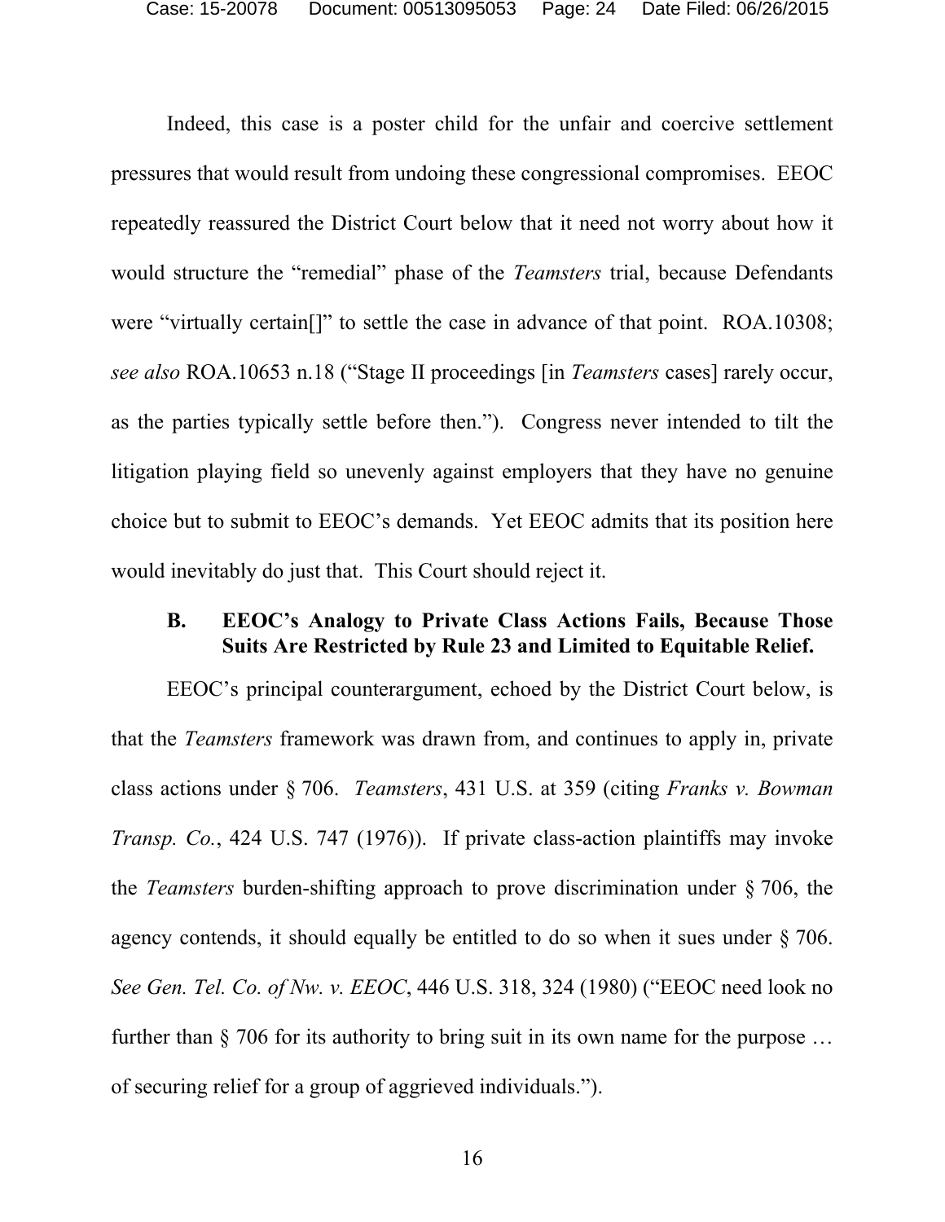Indeed, this case is a poster child for the unfair and coercive settlement pressures that would result from undoing these congressional compromises. EEOC repeatedly reassured the District Court below that it need not worry about how it would structure the "remedial" phase of the *Teamsters* trial, because Defendants were "virtually certain[]" to settle the case in advance of that point. ROA.10308; *see also* ROA.10653 n.18 ("Stage II proceedings [in *Teamsters* cases] rarely occur, as the parties typically settle before then."). Congress never intended to tilt the litigation playing field so unevenly against employers that they have no genuine choice but to submit to EEOC's demands. Yet EEOC admits that its position here would inevitably do just that. This Court should reject it.

### B. EEOC's Analogy to Private Class Actions Fails, Because Those Suits Are Restricted by Rule 23 and Limited to Equitable Relief.

EEOC's principal counterargument, echoed by the District Court below, is that the *Teamsters* framework was drawn from, and continues to apply in, private class actions under § 706. *Teamsters*, 431 U.S. at 359 (citing *Franks v. Bowman Transp. Co.*, 424 U.S. 747 (1976)). If private class-action plaintiffs may invoke the *Teamsters* burden-shifting approach to prove discrimination under § 706, the agency contends, it should equally be entitled to do so when it sues under § 706. *See Gen. Tel. Co. of Nw. v. EEOC*, 446 U.S. 318, 324 (1980) ("EEOC need look no further than § 706 for its authority to bring suit in its own name for the purpose … of securing relief for a group of aggrieved individuals.").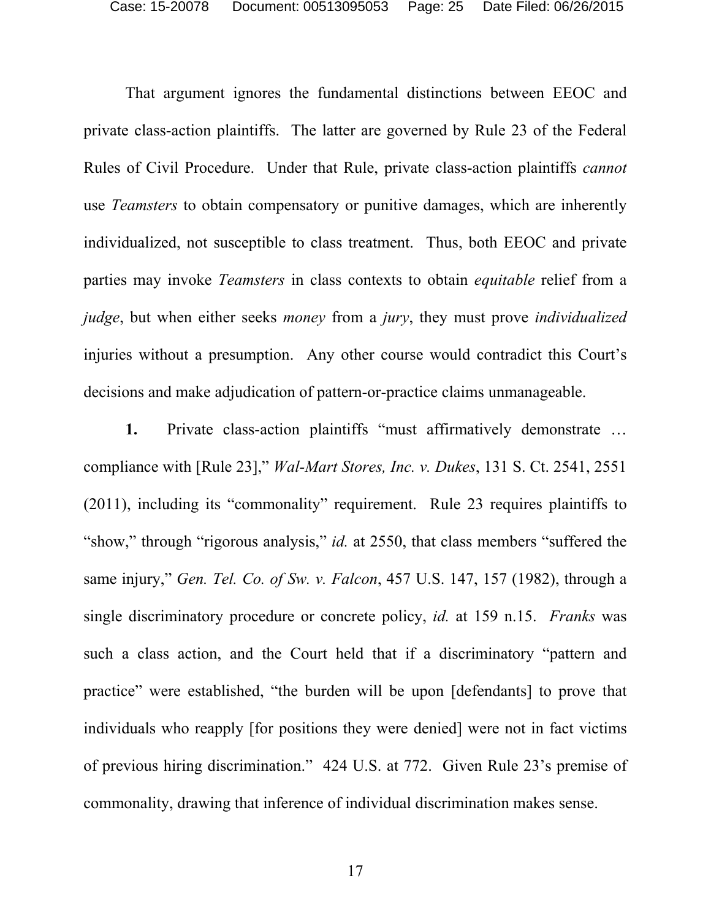That argument ignores the fundamental distinctions between EEOC and private class-action plaintiffs. The latter are governed by Rule 23 of the Federal Rules of Civil Procedure. Under that Rule, private class-action plaintiffs *cannot* use *Teamsters* to obtain compensatory or punitive damages, which are inherently individualized, not susceptible to class treatment. Thus, both EEOC and private parties may invoke *Teamsters* in class contexts to obtain *equitable* relief from a *judge*, but when either seeks *money* from a *jury*, they must prove *individualized* injuries without a presumption. Any other course would contradict this Court's decisions and make adjudication of pattern-or-practice claims unmanageable.

**1.** Private class-action plaintiffs "must affirmatively demonstrate … compliance with [Rule 23]," *Wal-Mart Stores, Inc. v. Dukes*, 131 S. Ct. 2541, 2551 (2011), including its "commonality" requirement. Rule 23 requires plaintiffs to "show," through "rigorous analysis," *id.* at 2550, that class members "suffered the same injury," *Gen. Tel. Co. of Sw. v. Falcon*, 457 U.S. 147, 157 (1982), through a single discriminatory procedure or concrete policy, *id.* at 159 n.15. *Franks* was such a class action, and the Court held that if a discriminatory "pattern and practice" were established, "the burden will be upon [defendants] to prove that individuals who reapply [for positions they were denied] were not in fact victims of previous hiring discrimination." 424 U.S. at 772. Given Rule 23's premise of commonality, drawing that inference of individual discrimination makes sense.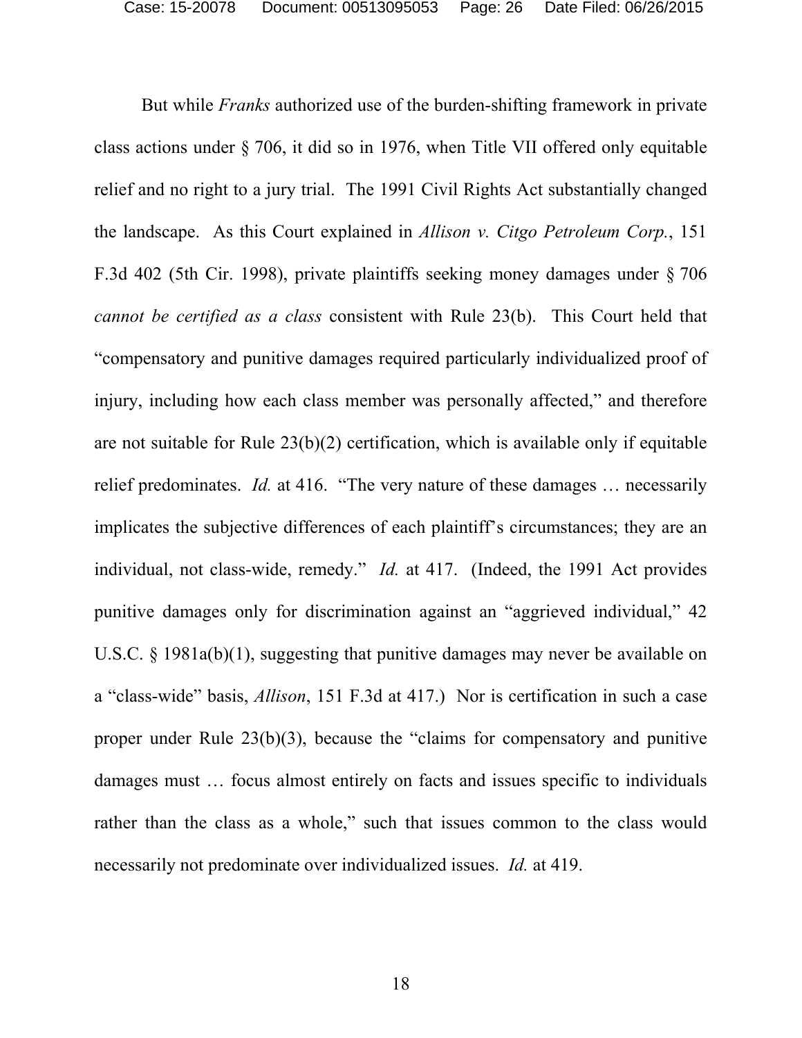But while *Franks* authorized use of the burden-shifting framework in private class actions under § 706, it did so in 1976, when Title VII offered only equitable relief and no right to a jury trial. The 1991 Civil Rights Act substantially changed the landscape. As this Court explained in *Allison v. Citgo Petroleum Corp.*, 151 F.3d 402 (5th Cir. 1998), private plaintiffs seeking money damages under § 706 *cannot be certified as a class* consistent with Rule 23(b). This Court held that "compensatory and punitive damages required particularly individualized proof of injury, including how each class member was personally affected," and therefore are not suitable for Rule 23(b)(2) certification, which is available only if equitable relief predominates. *Id.* at 416. "The very nature of these damages … necessarily implicates the subjective differences of each plaintiff's circumstances; they are an individual, not class-wide, remedy." *Id.* at 417. (Indeed, the 1991 Act provides punitive damages only for discrimination against an "aggrieved individual," 42 U.S.C. § 1981a(b)(1), suggesting that punitive damages may never be available on a "class-wide" basis, *Allison*, 151 F.3d at 417.) Nor is certification in such a case proper under Rule 23(b)(3), because the "claims for compensatory and punitive damages must … focus almost entirely on facts and issues specific to individuals rather than the class as a whole," such that issues common to the class would necessarily not predominate over individualized issues. *Id.* at 419.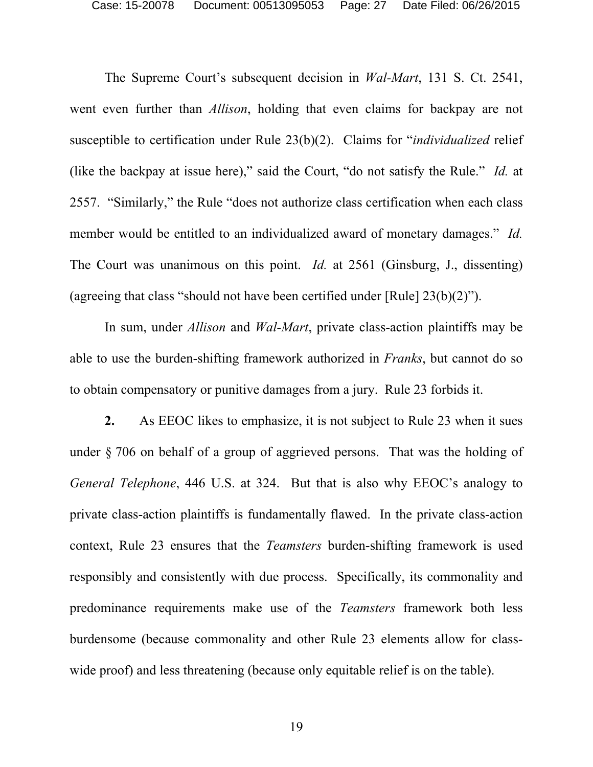The Supreme Court's subsequent decision in *Wal-Mart*, 131 S. Ct. 2541, went even further than *Allison*, holding that even claims for backpay are not susceptible to certification under Rule 23(b)(2). Claims for "*individualized* relief (like the backpay at issue here)," said the Court, "do not satisfy the Rule." *Id.* at 2557. "Similarly," the Rule "does not authorize class certification when each class member would be entitled to an individualized award of monetary damages." *Id.* The Court was unanimous on this point. *Id.* at 2561 (Ginsburg, J., dissenting) (agreeing that class "should not have been certified under [Rule] 23(b)(2)").

In sum, under *Allison* and *Wal-Mart*, private class-action plaintiffs may be able to use the burden-shifting framework authorized in *Franks*, but cannot do so to obtain compensatory or punitive damages from a jury. Rule 23 forbids it.

**2.** As EEOC likes to emphasize, it is not subject to Rule 23 when it sues under § 706 on behalf of a group of aggrieved persons. That was the holding of *General Telephone*, 446 U.S. at 324. But that is also why EEOC's analogy to private class-action plaintiffs is fundamentally flawed. In the private class-action context, Rule 23 ensures that the *Teamsters* burden-shifting framework is used responsibly and consistently with due process. Specifically, its commonality and predominance requirements make use of the *Teamsters* framework both less burdensome (because commonality and other Rule 23 elements allow for class-wide proof) and less threatening (because only equitable relief is on the table).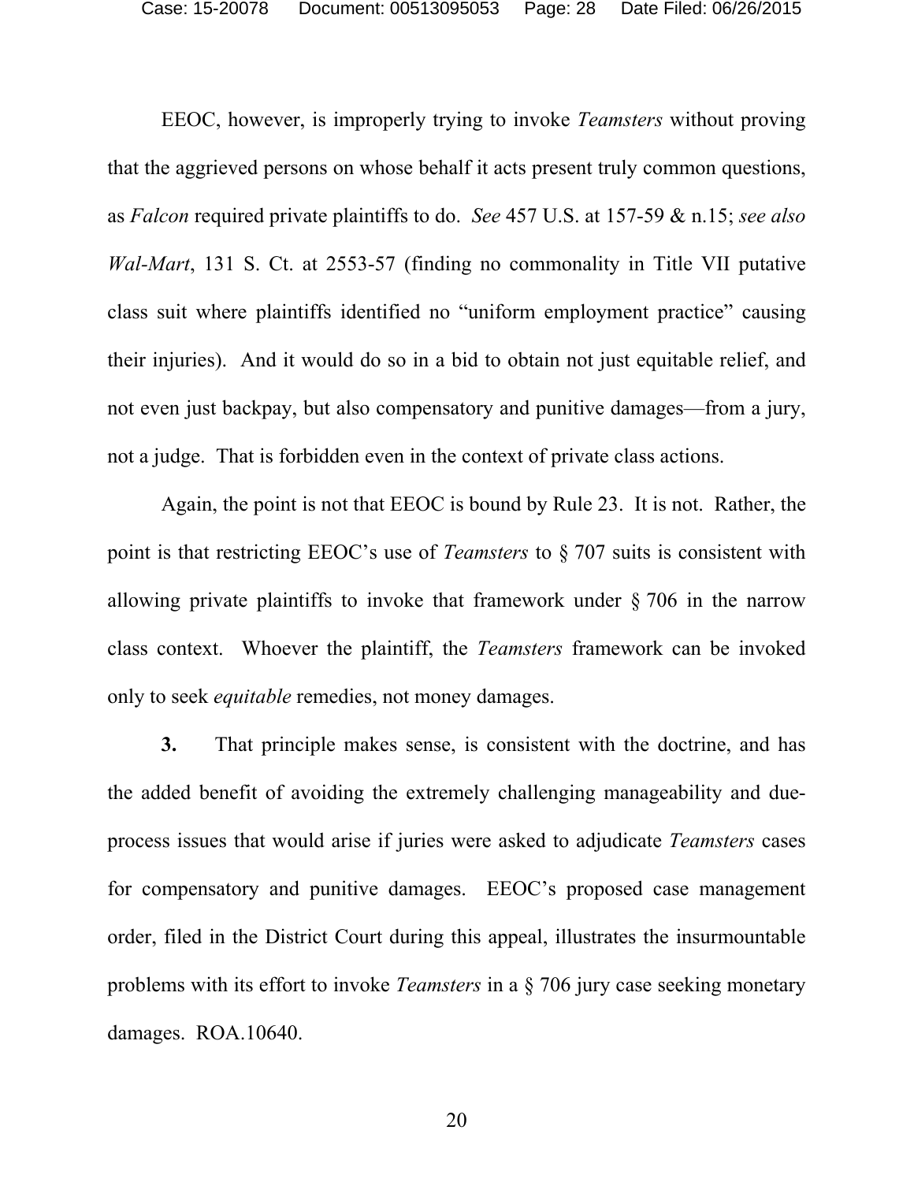EEOC, however, is improperly trying to invoke *Teamsters* without proving that the aggrieved persons on whose behalf it acts present truly common questions, as *Falcon* required private plaintiffs to do. *See* 457 U.S. at 157-59 & n.15; *see also Wal-Mart*, 131 S. Ct. at 2553-57 (finding no commonality in Title VII putative class suit where plaintiffs identified no "uniform employment practice" causing their injuries). And it would do so in a bid to obtain not just equitable relief, and not even just backpay, but also compensatory and punitive damages—from a jury, not a judge. That is forbidden even in the context of private class actions.

Again, the point is not that EEOC is bound by Rule 23. It is not. Rather, the point is that restricting EEOC's use of *Teamsters* to § 707 suits is consistent with allowing private plaintiffs to invoke that framework under § 706 in the narrow class context. Whoever the plaintiff, the *Teamsters* framework can be invoked only to seek *equitable* remedies, not money damages.

**3.** That principle makes sense, is consistent with the doctrine, and has the added benefit of avoiding the extremely challenging manageability and due-process issues that would arise if juries were asked to adjudicate *Teamsters* cases for compensatory and punitive damages. EEOC's proposed case management order, filed in the District Court during this appeal, illustrates the insurmountable problems with its effort to invoke *Teamsters* in a § 706 jury case seeking monetary damages. ROA.10640.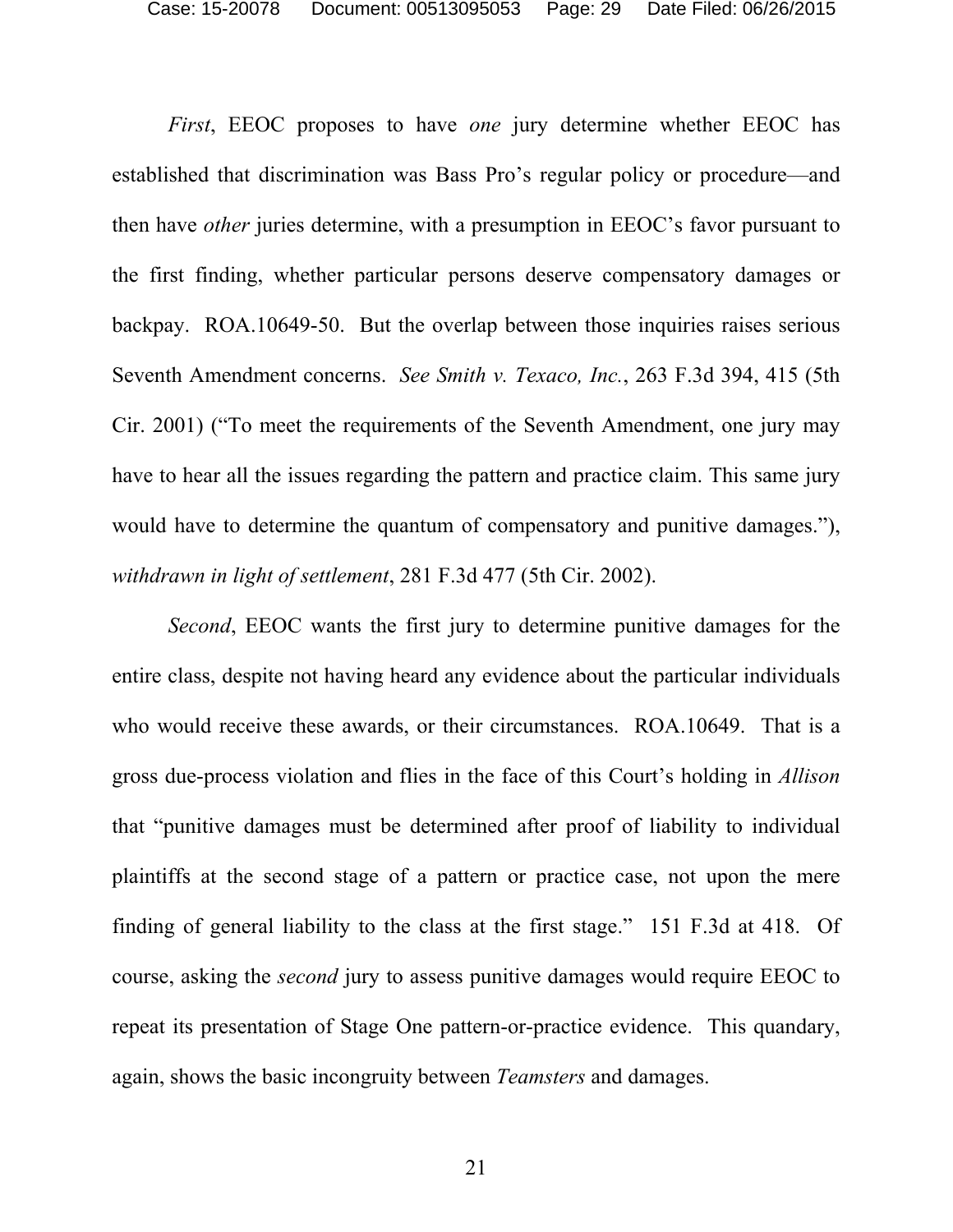*First*, EEOC proposes to have *one* jury determine whether EEOC has established that discrimination was Bass Pro's regular policy or procedure—and then have *other* juries determine, with a presumption in EEOC's favor pursuant to the first finding, whether particular persons deserve compensatory damages or backpay. ROA.10649-50. But the overlap between those inquiries raises serious Seventh Amendment concerns. *See Smith v. Texaco, Inc.*, 263 F.3d 394, 415 (5th Cir. 2001) ("To meet the requirements of the Seventh Amendment, one jury may have to hear all the issues regarding the pattern and practice claim. This same jury would have to determine the quantum of compensatory and punitive damages."), *withdrawn in light of settlement*, 281 F.3d 477 (5th Cir. 2002).

*Second*, EEOC wants the first jury to determine punitive damages for the entire class, despite not having heard any evidence about the particular individuals who would receive these awards, or their circumstances. ROA.10649. That is a gross due-process violation and flies in the face of this Court's holding in *Allison* that "punitive damages must be determined after proof of liability to individual plaintiffs at the second stage of a pattern or practice case, not upon the mere finding of general liability to the class at the first stage." 151 F.3d at 418. Of course, asking the *second* jury to assess punitive damages would require EEOC to repeat its presentation of Stage One pattern-or-practice evidence. This quandary, again, shows the basic incongruity between *Teamsters* and damages.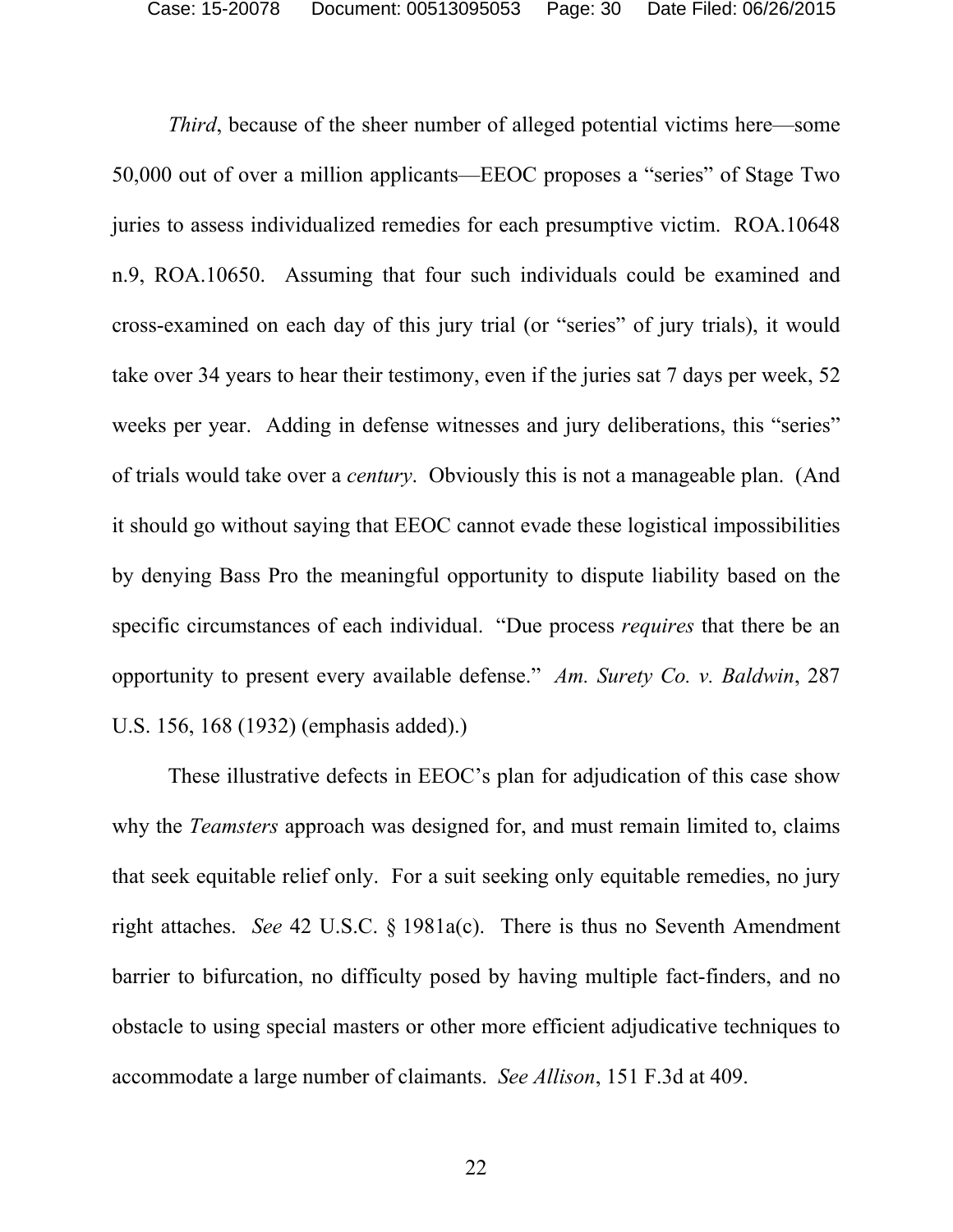*Third*, because of the sheer number of alleged potential victims here—some 50,000 out of over a million applicants—EEOC proposes a "series" of Stage Two juries to assess individualized remedies for each presumptive victim. ROA.10648 n.9, ROA.10650. Assuming that four such individuals could be examined and cross-examined on each day of this jury trial (or "series" of jury trials), it would take over 34 years to hear their testimony, even if the juries sat 7 days per week, 52 weeks per year. Adding in defense witnesses and jury deliberations, this "series" of trials would take over a *century*. Obviously this is not a manageable plan. (And it should go without saying that EEOC cannot evade these logistical impossibilities by denying Bass Pro the meaningful opportunity to dispute liability based on the specific circumstances of each individual. "Due process *requires* that there be an opportunity to present every available defense." *Am. Surety Co. v. Baldwin*, 287 U.S. 156, 168 (1932) (emphasis added).)

These illustrative defects in EEOC's plan for adjudication of this case show why the *Teamsters* approach was designed for, and must remain limited to, claims that seek equitable relief only. For a suit seeking only equitable remedies, no jury right attaches. *See* 42 U.S.C. § 1981a(c). There is thus no Seventh Amendment barrier to bifurcation, no difficulty posed by having multiple fact-finders, and no obstacle to using special masters or other more efficient adjudicative techniques to accommodate a large number of claimants. *See Allison*, 151 F.3d at 409.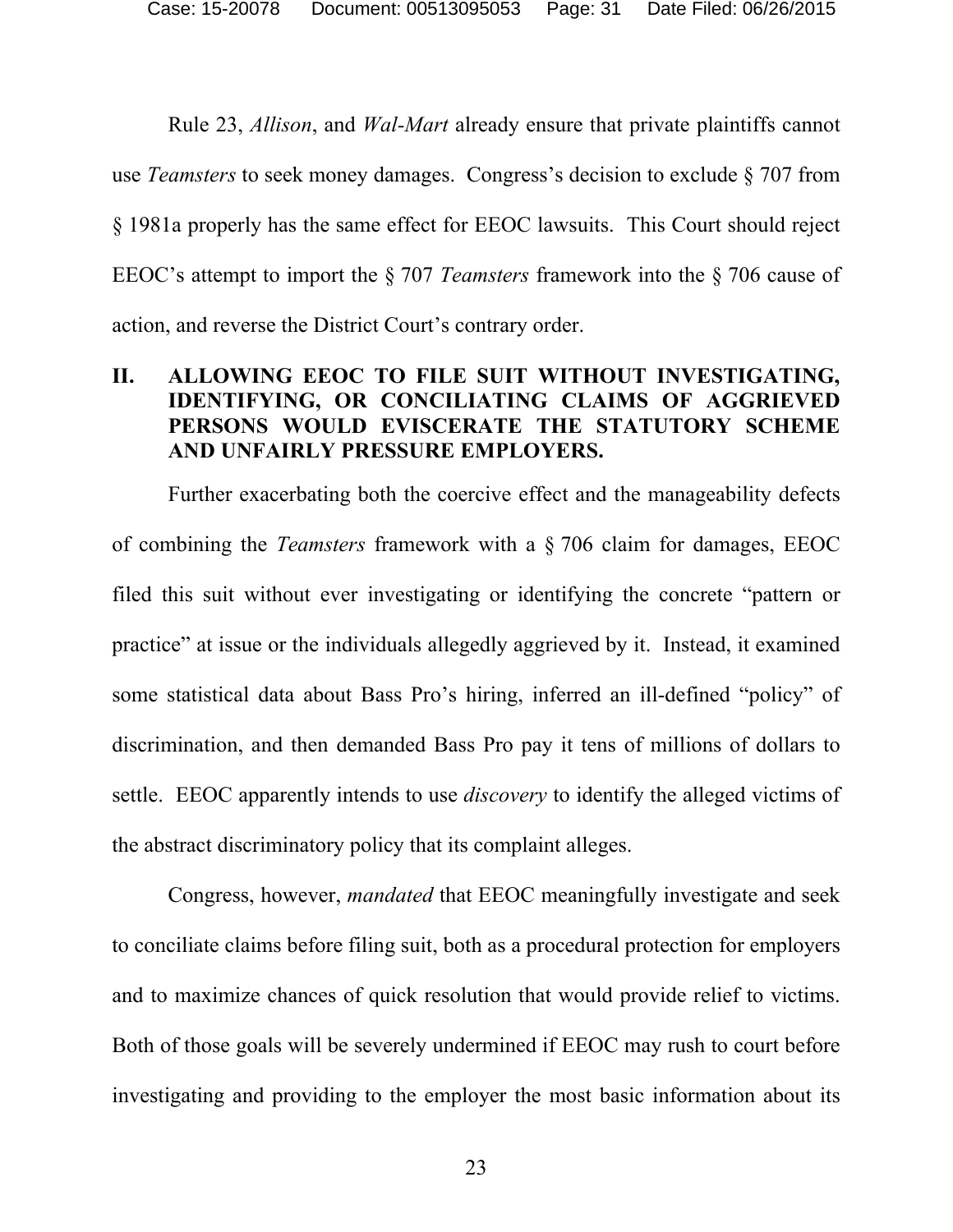Rule 23, *Allison*, and *Wal-Mart* already ensure that private plaintiffs cannot use *Teamsters* to seek money damages. Congress's decision to exclude § 707 from § 1981a properly has the same effect for EEOC lawsuits. This Court should reject EEOC's attempt to import the § 707 *Teamsters* framework into the § 706 cause of action, and reverse the District Court's contrary order.

## II. ALLOWING EEOC TO FILE SUIT WITHOUT INVESTIGATING, IDENTIFYING, OR CONCILIATING CLAIMS OF AGGRIEVED PERSONS WOULD EVISCERATE THE STATUTORY SCHEME AND UNFAIRLY PRESSURE EMPLOYERS.

Further exacerbating both the coercive effect and the manageability defects of combining the *Teamsters* framework with a § 706 claim for damages, EEOC filed this suit without ever investigating or identifying the concrete "pattern or practice" at issue or the individuals allegedly aggrieved by it. Instead, it examined some statistical data about Bass Pro's hiring, inferred an ill-defined "policy" of discrimination, and then demanded Bass Pro pay it tens of millions of dollars to settle. EEOC apparently intends to use *discovery* to identify the alleged victims of the abstract discriminatory policy that its complaint alleges.

Congress, however, *mandated* that EEOC meaningfully investigate and seek to conciliate claims before filing suit, both as a procedural protection for employers and to maximize chances of quick resolution that would provide relief to victims. Both of those goals will be severely undermined if EEOC may rush to court before investigating and providing to the employer the most basic information about its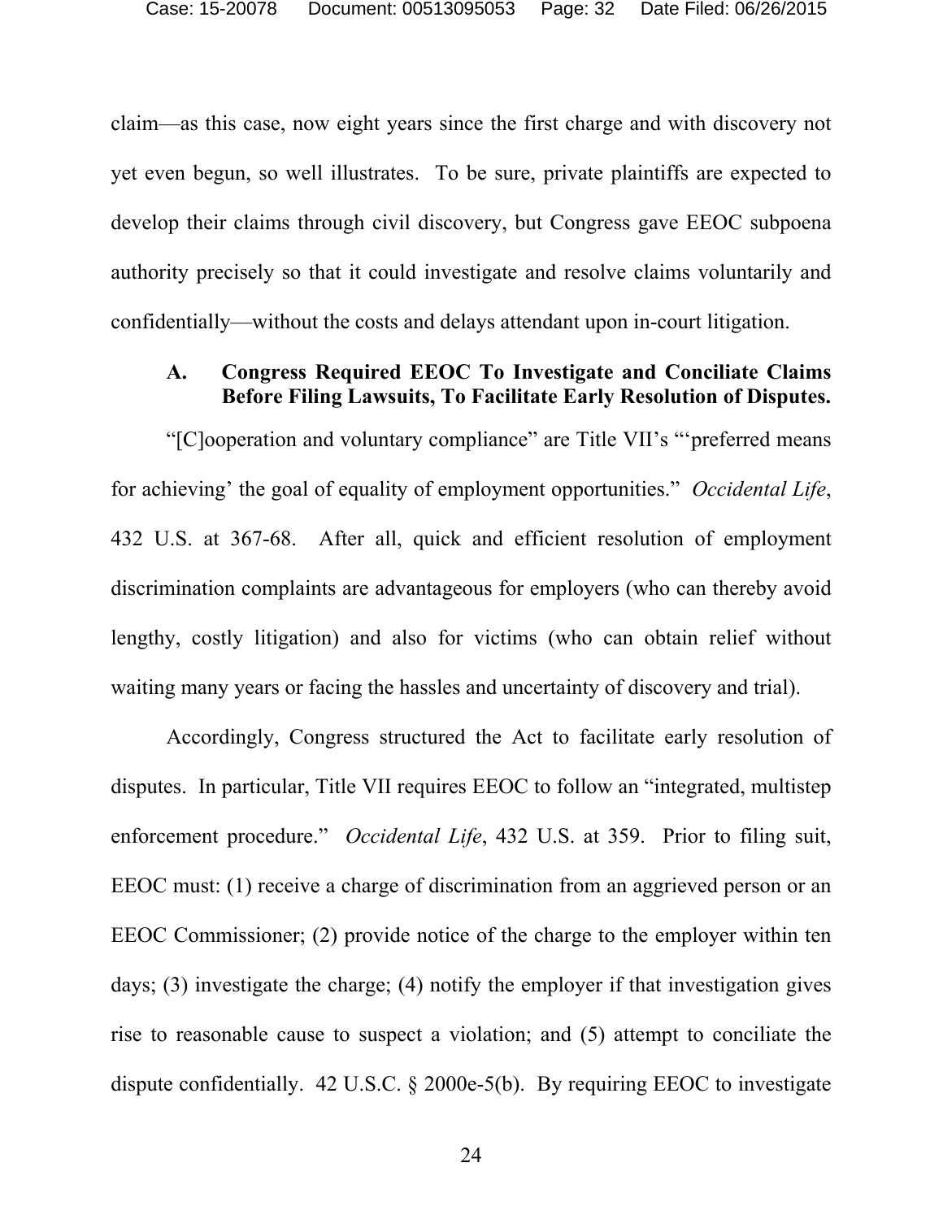claim—as this case, now eight years since the first charge and with discovery not yet even begun, so well illustrates. To be sure, private plaintiffs are expected to develop their claims through civil discovery, but Congress gave EEOC subpoena authority precisely so that it could investigate and resolve claims voluntarily and confidentially—without the costs and delays attendant upon in-court litigation.

### A. Congress Required EEOC To Investigate and Conciliate Claims Before Filing Lawsuits, To Facilitate Early Resolution of Disputes.

"[C]ooperation and voluntary compliance" are Title VII's "'preferred means for achieving' the goal of equality of employment opportunities." *Occidental Life*, 432 U.S. at 367-68. After all, quick and efficient resolution of employment discrimination complaints are advantageous for employers (who can thereby avoid lengthy, costly litigation) and also for victims (who can obtain relief without waiting many years or facing the hassles and uncertainty of discovery and trial).

Accordingly, Congress structured the Act to facilitate early resolution of disputes. In particular, Title VII requires EEOC to follow an "integrated, multistep enforcement procedure." *Occidental Life*, 432 U.S. at 359. Prior to filing suit, EEOC must: (1) receive a charge of discrimination from an aggrieved person or an EEOC Commissioner; (2) provide notice of the charge to the employer within ten days; (3) investigate the charge; (4) notify the employer if that investigation gives rise to reasonable cause to suspect a violation; and (5) attempt to conciliate the dispute confidentially. 42 U.S.C. § 2000e-5(b). By requiring EEOC to investigate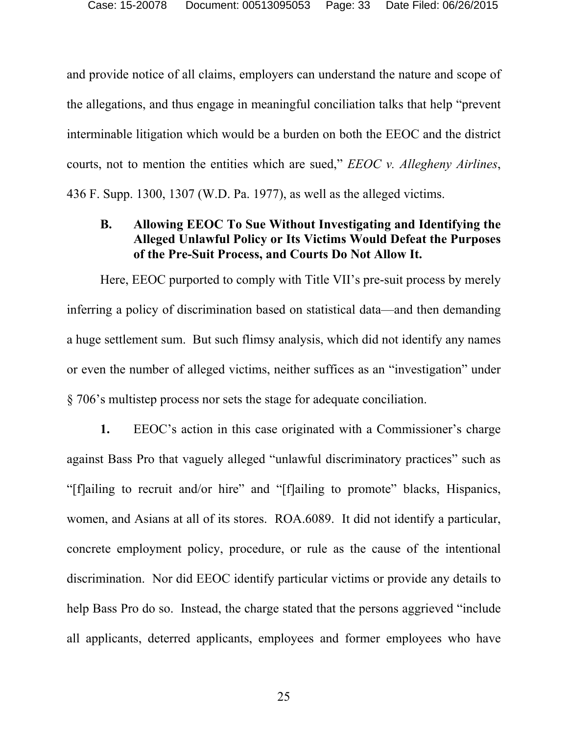and provide notice of all claims, employers can understand the nature and scope of the allegations, and thus engage in meaningful conciliation talks that help "prevent interminable litigation which would be a burden on both the EEOC and the district courts, not to mention the entities which are sued," *EEOC v. Allegheny Airlines*, 436 F. Supp. 1300, 1307 (W.D. Pa. 1977), as well as the alleged victims.

### B. Allowing EEOC To Sue Without Investigating and Identifying the Alleged Unlawful Policy or Its Victims Would Defeat the Purposes of the Pre-Suit Process, and Courts Do Not Allow It.

Here, EEOC purported to comply with Title VII's pre-suit process by merely inferring a policy of discrimination based on statistical data—and then demanding a huge settlement sum. But such flimsy analysis, which did not identify any names or even the number of alleged victims, neither suffices as an "investigation" under § 706's multistep process nor sets the stage for adequate conciliation.

**1.** EEOC's action in this case originated with a Commissioner's charge against Bass Pro that vaguely alleged "unlawful discriminatory practices" such as "[f]ailing to recruit and/or hire" and "[f]ailing to promote" blacks, Hispanics, women, and Asians at all of its stores. ROA.6089. It did not identify a particular, concrete employment policy, procedure, or rule as the cause of the intentional discrimination. Nor did EEOC identify particular victims or provide any details to help Bass Pro do so. Instead, the charge stated that the persons aggrieved "include all applicants, deterred applicants, employees and former employees who have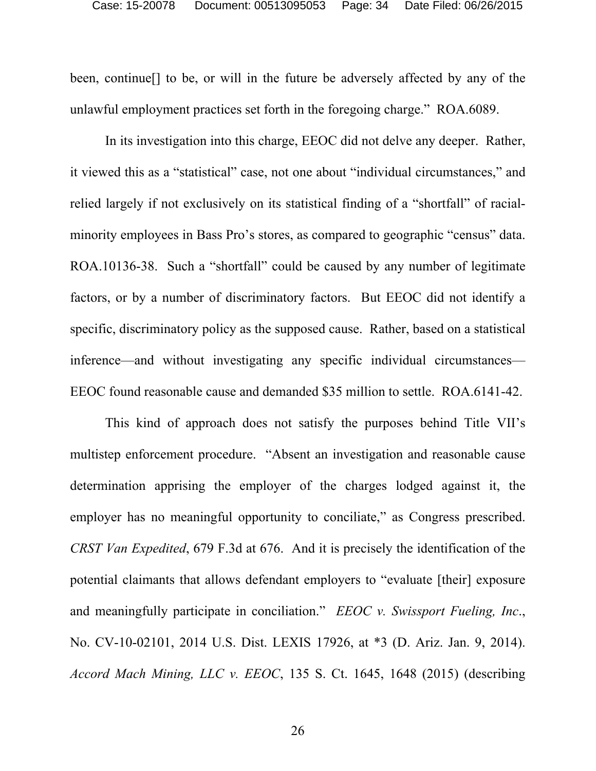been, continue[] to be, or will in the future be adversely affected by any of the unlawful employment practices set forth in the foregoing charge." ROA.6089.

In its investigation into this charge, EEOC did not delve any deeper. Rather, it viewed this as a "statistical" case, not one about "individual circumstances," and relied largely if not exclusively on its statistical finding of a "shortfall" of racial-minority employees in Bass Pro's stores, as compared to geographic "census" data. ROA.10136-38. Such a "shortfall" could be caused by any number of legitimate factors, or by a number of discriminatory factors. But EEOC did not identify a specific, discriminatory policy as the supposed cause. Rather, based on a statistical inference—and without investigating any specific individual circumstances—EEOC found reasonable cause and demanded $35 million to settle. ROA.6141-42.

This kind of approach does not satisfy the purposes behind Title VII's multistep enforcement procedure. "Absent an investigation and reasonable cause determination apprising the employer of the charges lodged against it, the employer has no meaningful opportunity to conciliate," as Congress prescribed. *CRST Van Expedited*, 679 F.3d at 676. And it is precisely the identification of the potential claimants that allows defendant employers to "evaluate [their] exposure and meaningfully participate in conciliation." *EEOC v. Swissport Fueling, Inc.*, No. CV-10-02101, 2014 U.S. Dist. LEXIS 17926, at *3 (D. Ariz. Jan. 9, 2014). *Accord Mach Mining, LLC v. EEOC*, 135 S. Ct. 1645, 1648 (2015) (describing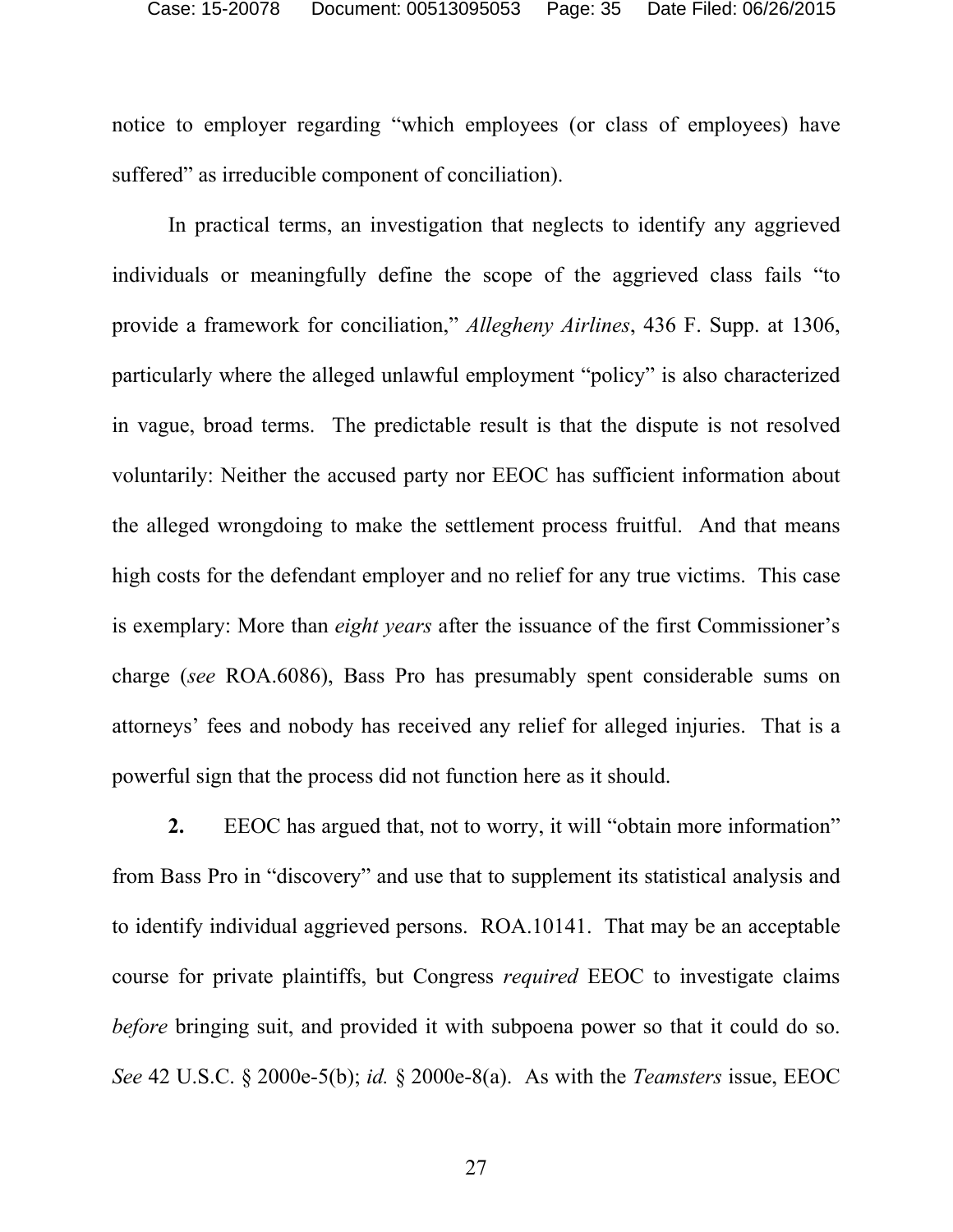notice to employer regarding "which employees (or class of employees) have suffered" as irreducible component of conciliation).

In practical terms, an investigation that neglects to identify any aggrieved individuals or meaningfully define the scope of the aggrieved class fails "to provide a framework for conciliation," *Allegheny Airlines*, 436 F. Supp. at 1306, particularly where the alleged unlawful employment "policy" is also characterized in vague, broad terms. The predictable result is that the dispute is not resolved voluntarily: Neither the accused party nor EEOC has sufficient information about the alleged wrongdoing to make the settlement process fruitful. And that means high costs for the defendant employer and no relief for any true victims. This case is exemplary: More than *eight years* after the issuance of the first Commissioner's charge (*see* ROA.6086), Bass Pro has presumably spent considerable sums on attorneys' fees and nobody has received any relief for alleged injuries. That is a powerful sign that the process did not function here as it should.

**2.** EEOC has argued that, not to worry, it will "obtain more information" from Bass Pro in "discovery" and use that to supplement its statistical analysis and to identify individual aggrieved persons. ROA.10141. That may be an acceptable course for private plaintiffs, but Congress *required* EEOC to investigate claims *before* bringing suit, and provided it with subpoena power so that it could do so. *See* 42 U.S.C. § 2000e-5(b); *id.* § 2000e-8(a). As with the *Teamsters* issue, EEOC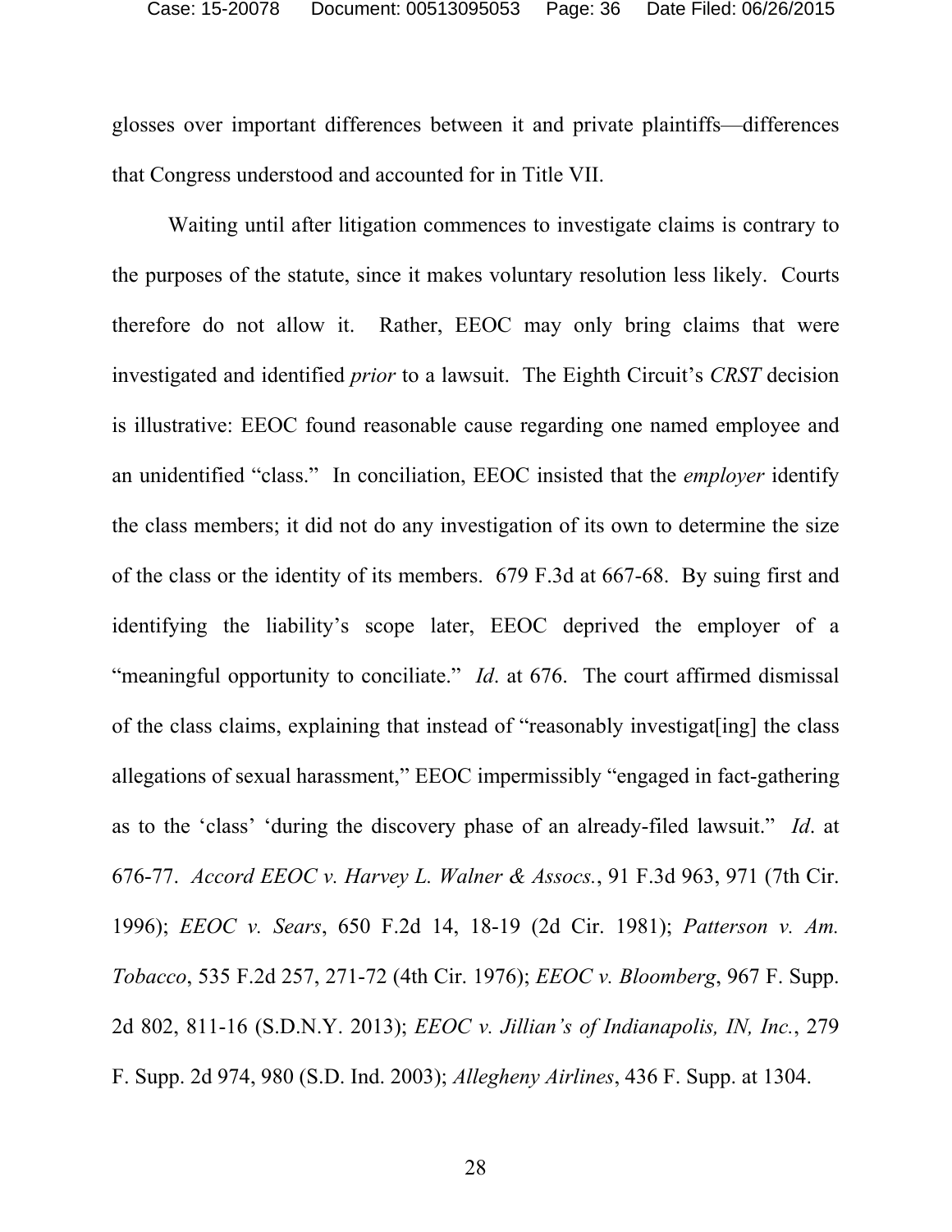glosses over important differences between it and private plaintiffs—differences that Congress understood and accounted for in Title VII.

Waiting until after litigation commences to investigate claims is contrary to the purposes of the statute, since it makes voluntary resolution less likely. Courts therefore do not allow it. Rather, EEOC may only bring claims that were investigated and identified *prior* to a lawsuit. The Eighth Circuit's *CRST* decision is illustrative: EEOC found reasonable cause regarding one named employee and an unidentified "class." In conciliation, EEOC insisted that the *employer* identify the class members; it did not do any investigation of its own to determine the size of the class or the identity of its members. 679 F.3d at 667-68. By suing first and identifying the liability's scope later, EEOC deprived the employer of a "meaningful opportunity to conciliate." *Id*. at 676. The court affirmed dismissal of the class claims, explaining that instead of "reasonably investigat[ing] the class allegations of sexual harassment," EEOC impermissibly "engaged in fact-gathering as to the 'class' 'during the discovery phase of an already-filed lawsuit." *Id*. at 676-77. *Accord EEOC v. Harvey L. Walner & Assocs.*, 91 F.3d 963, 971 (7th Cir. 1996); *EEOC v. Sears*, 650 F.2d 14, 18-19 (2d Cir. 1981); *Patterson v. Am. Tobacco*, 535 F.2d 257, 271-72 (4th Cir. 1976); *EEOC v. Bloomberg*, 967 F. Supp. 2d 802, 811-16 (S.D.N.Y. 2013); *EEOC v. Jillian's of Indianapolis, IN, Inc.*, 279 F. Supp. 2d 974, 980 (S.D. Ind. 2003); *Allegheny Airlines*, 436 F. Supp. at 1304.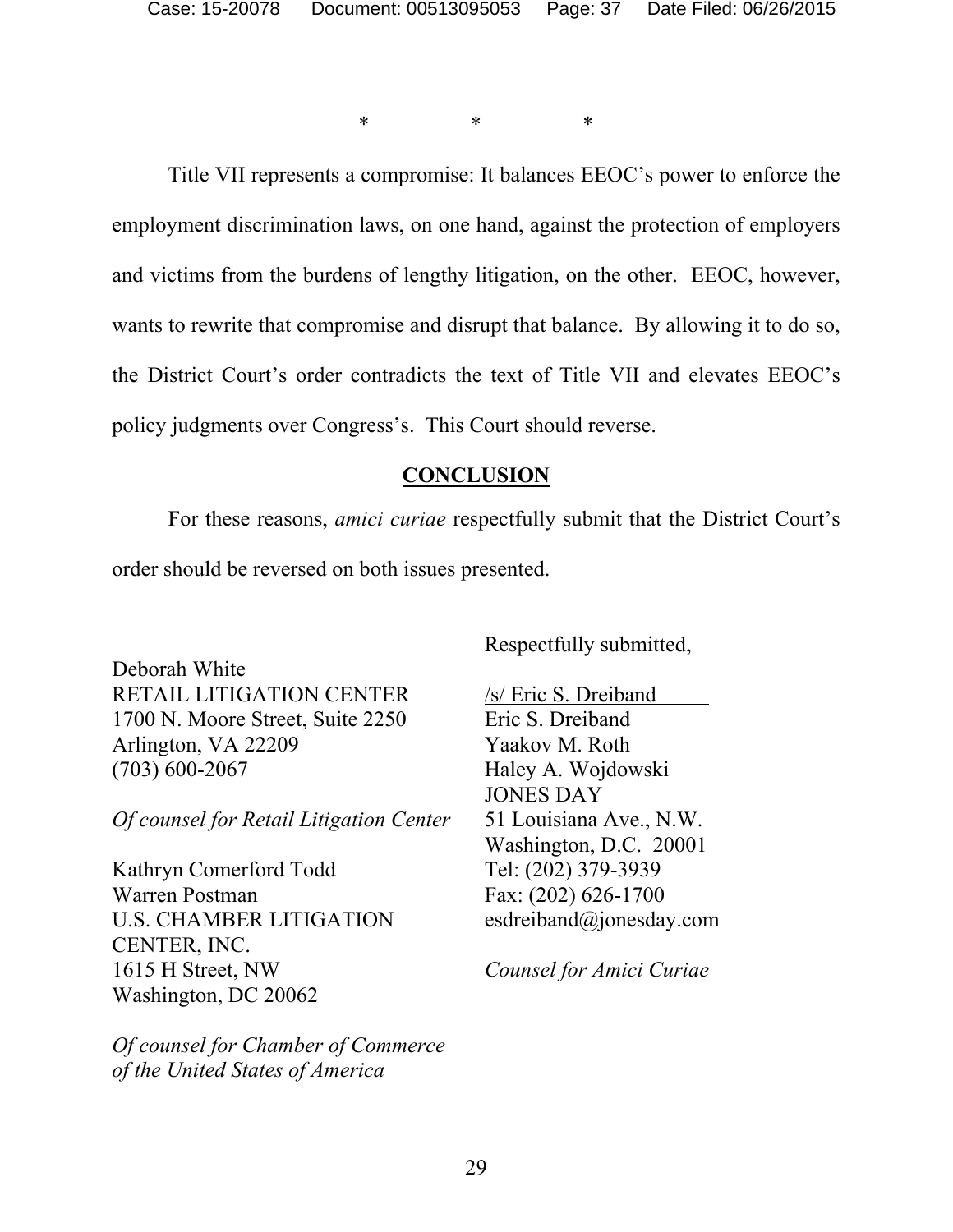\*                    \*                    \*

Title VII represents a compromise: It balances EEOC's power to enforce the employment discrimination laws, on one hand, against the protection of employers and victims from the burdens of lengthy litigation, on the other. EEOC, however, wants to rewrite that compromise and disrupt that balance. By allowing it to do so, the District Court's order contradicts the text of Title VII and elevates EEOC's policy judgments over Congress's. This Court should reverse.

## CONCLUSION

For these reasons, *amici curiae* respectfully submit that the District Court's order should be reversed on both issues presented.

Respectfully submitted,

/s/ Eric S. Dreiband
Eric S. Dreiband
Yaakov M. Roth
Haley A. Wojdowski
JONES DAY
51 Louisiana Ave., N.W.
Washington, D.C. 20001
Tel: (202) 379-3939
Fax: (202) 626-1700
esdreiband@jonesday.com

*Counsel for Amici Curiae*

Deborah White
RETAIL LITIGATION CENTER
1700 N. Moore Street, Suite 2250
Arlington, VA 22209
(703) 600-2067

*Of counsel for Retail Litigation Center*

Kathryn Comerford Todd
Warren Postman
U.S. CHAMBER LITIGATION CENTER, INC.
1615 H Street, NW
Washington, DC 20062

*Of counsel for Chamber of Commerce of the United States of America*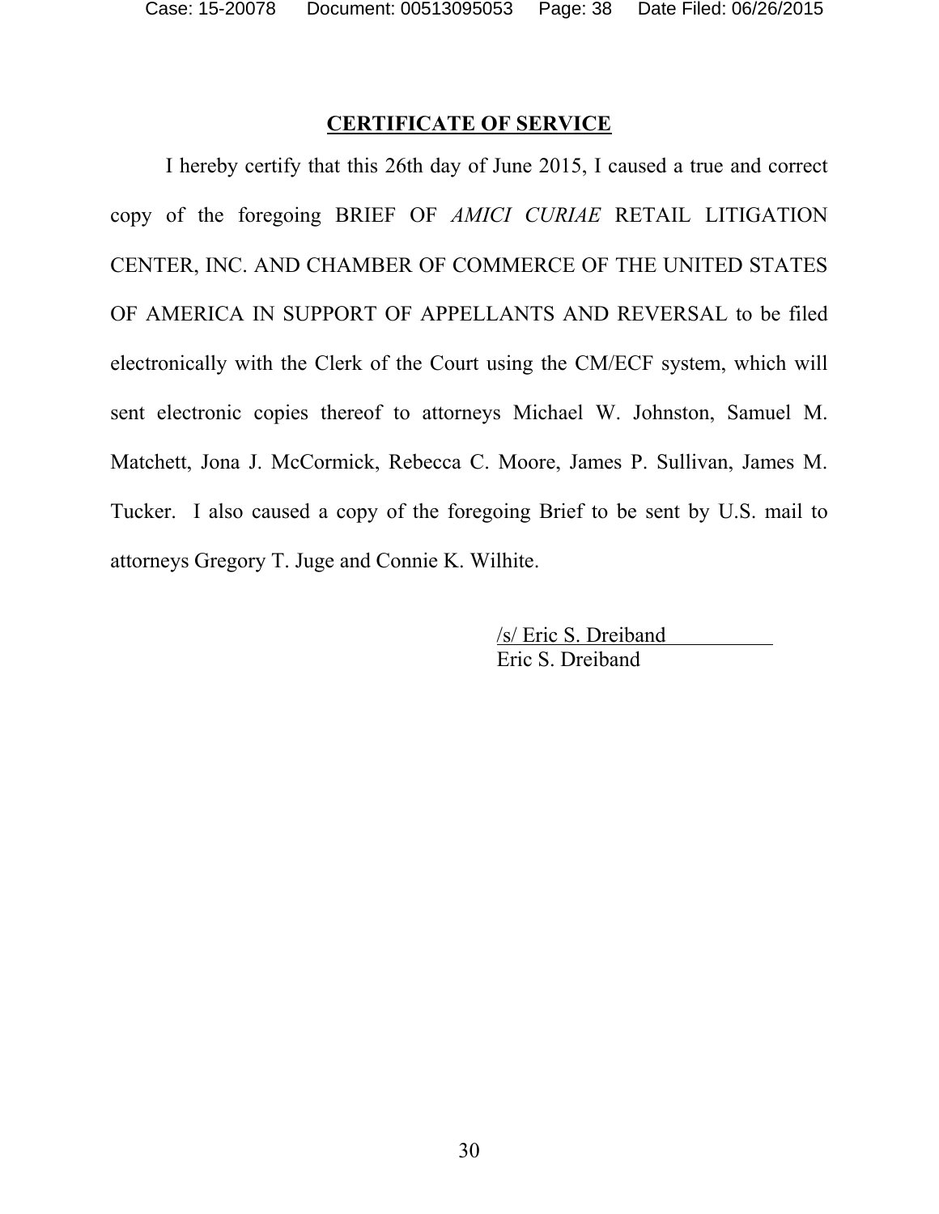## CERTIFICATE OF SERVICE

I hereby certify that this 26th day of June 2015, I caused a true and correct copy of the foregoing BRIEF OF *AMICI CURIAE* RETAIL LITIGATION CENTER, INC. AND CHAMBER OF COMMERCE OF THE UNITED STATES OF AMERICA IN SUPPORT OF APPELLANTS AND REVERSAL to be filed electronically with the Clerk of the Court using the CM/ECF system, which will sent electronic copies thereof to attorneys Michael W. Johnston, Samuel M. Matchett, Jona J. McCormick, Rebecca C. Moore, James P. Sullivan, James M. Tucker. I also caused a copy of the foregoing Brief to be sent by U.S. mail to attorneys Gregory T. Juge and Connie K. Wilhite.

/s/ Eric S. Dreiband
Eric S. Dreiband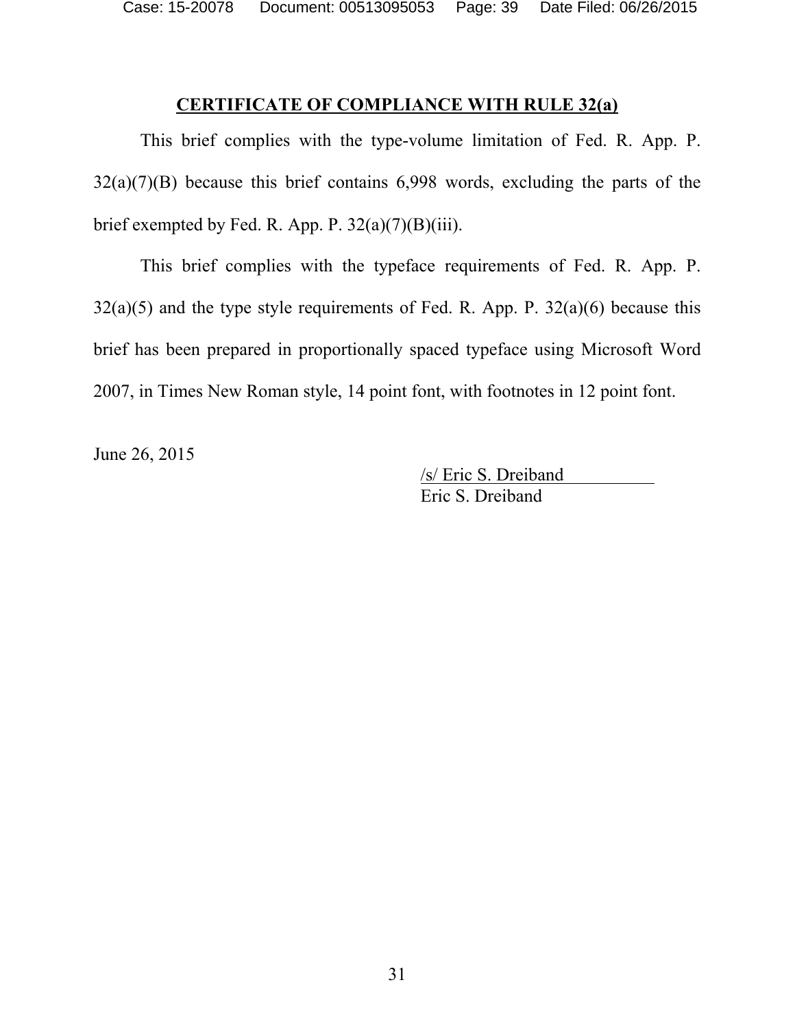## CERTIFICATE OF COMPLIANCE WITH RULE 32(a)

This brief complies with the type-volume limitation of Fed. R. App. P. 32(a)(7)(B) because this brief contains 6,998 words, excluding the parts of the brief exempted by Fed. R. App. P. 32(a)(7)(B)(iii).

This brief complies with the typeface requirements of Fed. R. App. P. 32(a)(5) and the type style requirements of Fed. R. App. P. 32(a)(6) because this brief has been prepared in proportionally spaced typeface using Microsoft Word 2007, in Times New Roman style, 14 point font, with footnotes in 12 point font.

June 26, 2015

/s/ Eric S. Dreiband
Eric S. Dreiband